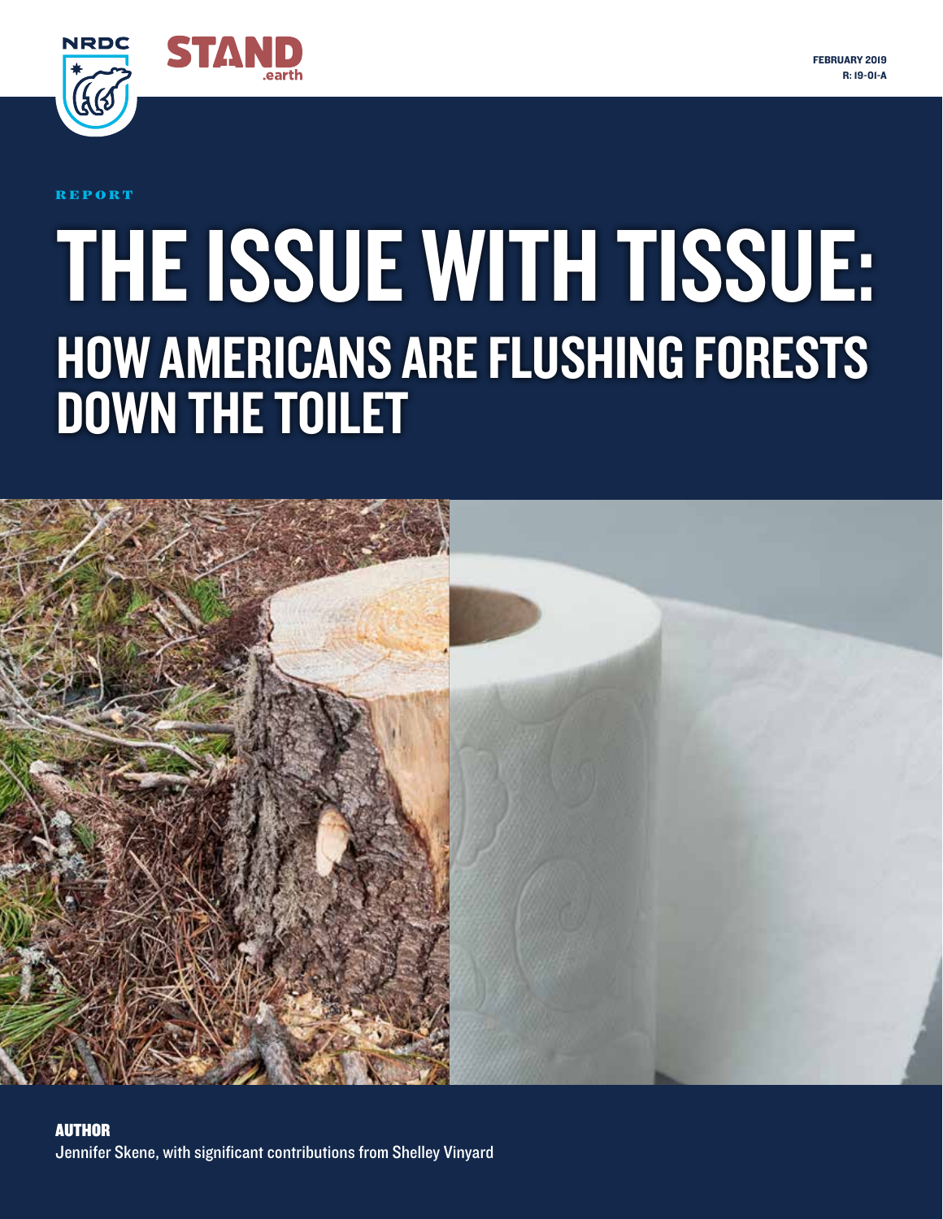NRDC

STAND .earth

FEBRUARY 2019
R: 19-01-A

REPORT

# THE ISSUE WITH TISSUE:
## HOW AMERICANS ARE FLUSHING FORESTS DOWN THE TOILET

**AUTHOR**
Jennifer Skene, with significant contributions from Shelley Vinyard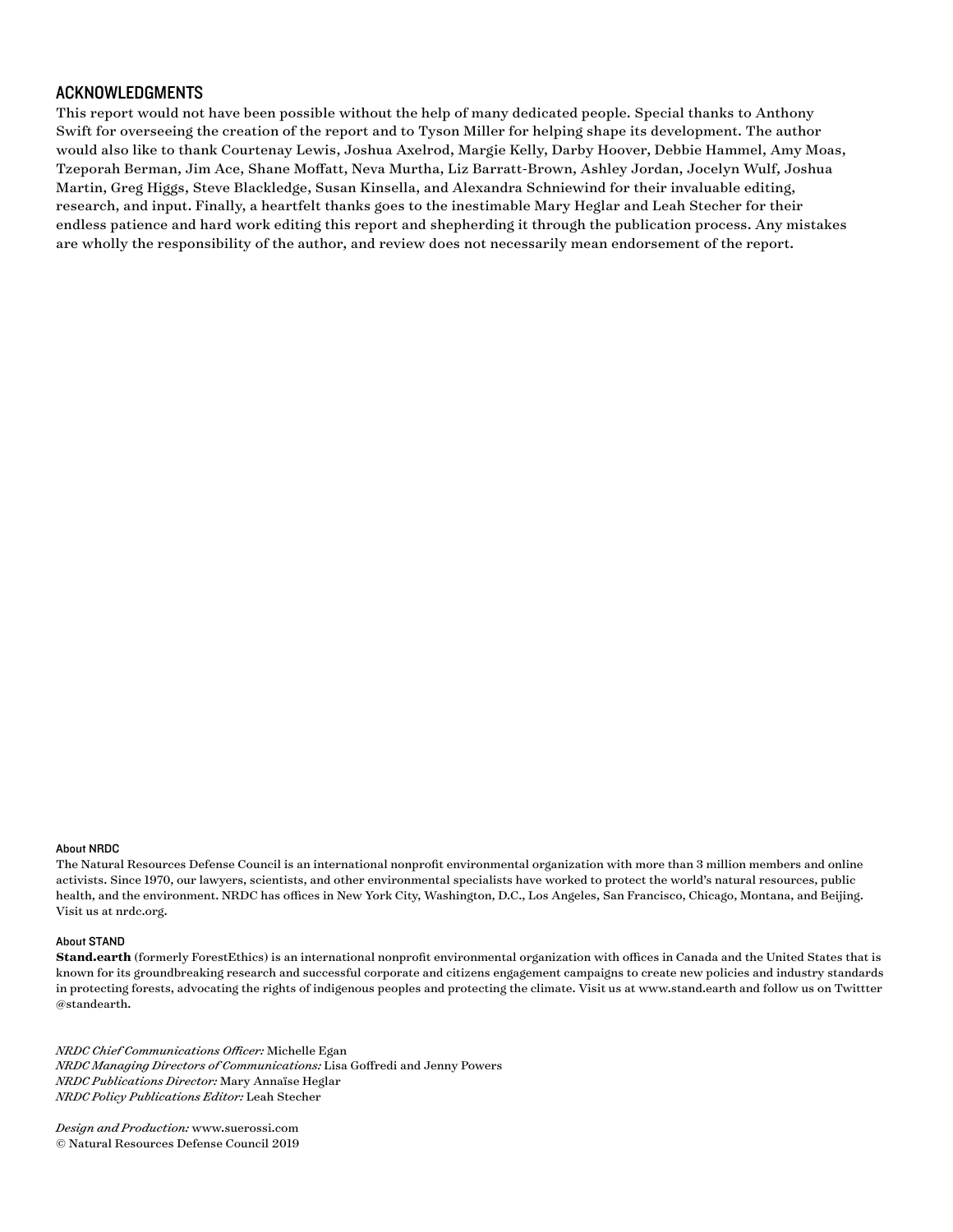## ACKNOWLEDGMENTS

This report would not have been possible without the help of many dedicated people. Special thanks to Anthony Swift for overseeing the creation of the report and to Tyson Miller for helping shape its development. The author would also like to thank Courtenay Lewis, Joshua Axelrod, Margie Kelly, Darby Hoover, Debbie Hammel, Amy Moas, Tzeporah Berman, Jim Ace, Shane Moffatt, Neva Murtha, Liz Barratt-Brown, Ashley Jordan, Jocelyn Wulf, Joshua Martin, Greg Higgs, Steve Blackledge, Susan Kinsella, and Alexandra Schniewind for their invaluable editing, research, and input. Finally, a heartfelt thanks goes to the inestimable Mary Heglar and Leah Stecher for their endless patience and hard work editing this report and shepherding it through the publication process. Any mistakes are wholly the responsibility of the author, and review does not necessarily mean endorsement of the report.

#### About NRDC

The Natural Resources Defense Council is an international nonprofit environmental organization with more than 3 million members and online activists. Since 1970, our lawyers, scientists, and other environmental specialists have worked to protect the world's natural resources, public health, and the environment. NRDC has offices in New York City, Washington, D.C., Los Angeles, San Francisco, Chicago, Montana, and Beijing. Visit us at nrdc.org.

#### About STAND

**Stand.earth** (formerly ForestEthics) is an international nonprofit environmental organization with offices in Canada and the United States that is known for its groundbreaking research and successful corporate and citizens engagement campaigns to create new policies and industry standards in protecting forests, advocating the rights of indigenous peoples and protecting the climate. Visit us at www.stand.earth and follow us on Twittter @standearth.

*NRDC Chief Communications Officer:* Michelle Egan
*NRDC Managing Directors of Communications:* Lisa Goffredi and Jenny Powers
*NRDC Publications Director:* Mary Annaïse Heglar
*NRDC Policy Publications Editor:* Leah Stecher

*Design and Production:* www.suerossi.com
© Natural Resources Defense Council 2019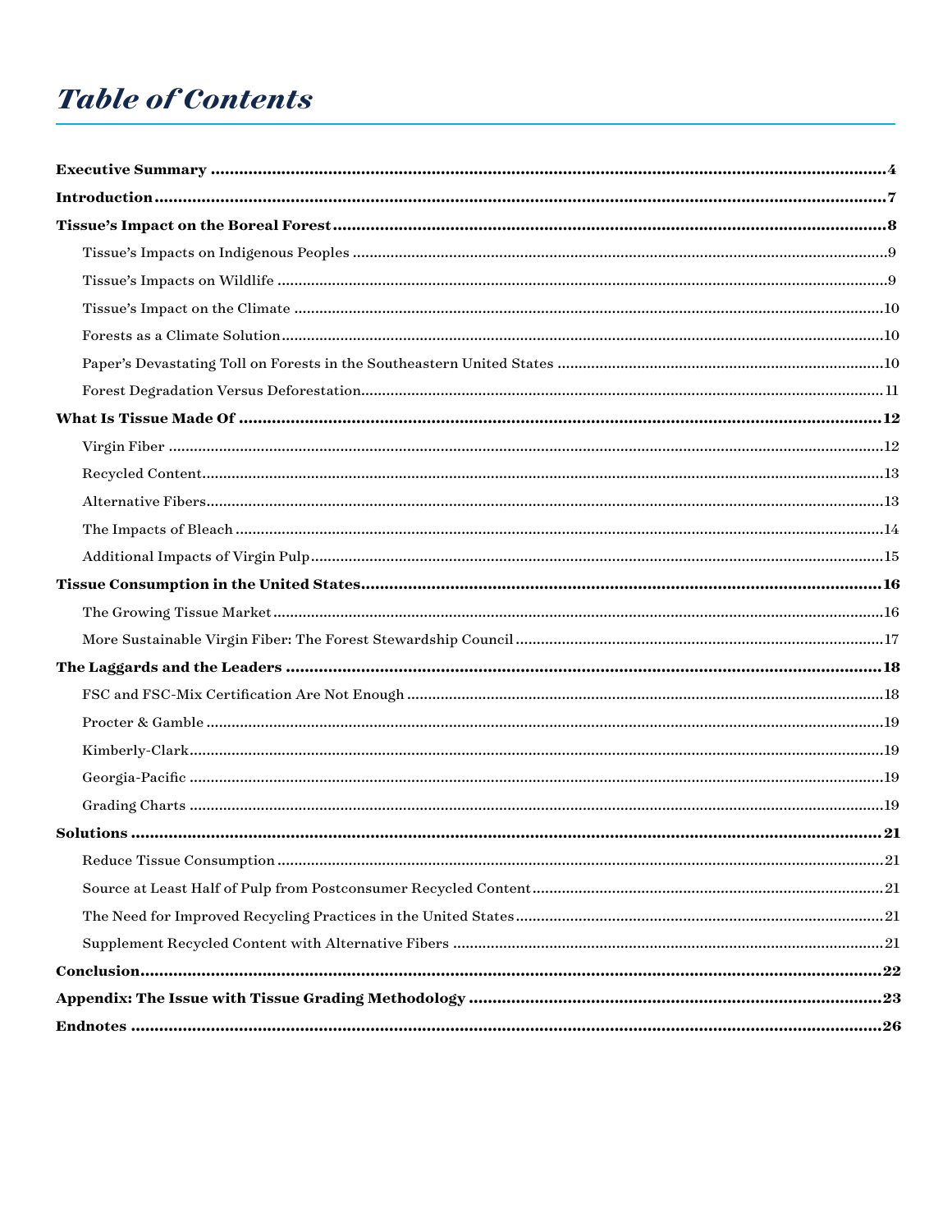# *Table of Contents*

**Executive Summary** ........................................ **4**

**Introduction** ........................................ **7**

**Tissue's Impact on the Boreal Forest** ........................................ **8**

- Tissue's Impacts on Indigenous Peoples ........................................ 9
- Tissue's Impacts on Wildlife ........................................ 9
- Tissue's Impact on the Climate ........................................ 10
- Forests as a Climate Solution ........................................ 10
- Paper's Devastating Toll on Forests in the Southeastern United States ........................................ 10
- Forest Degradation Versus Deforestation ........................................ 11

**What Is Tissue Made Of** ........................................ **12**

- Virgin Fiber ........................................ 12
- Recycled Content ........................................ 13
- Alternative Fibers ........................................ 13
- The Impacts of Bleach ........................................ 14
- Additional Impacts of Virgin Pulp ........................................ 15

**Tissue Consumption in the United States** ........................................ **16**

- The Growing Tissue Market ........................................ 16
- More Sustainable Virgin Fiber: The Forest Stewardship Council ........................................ 17

**The Laggards and the Leaders** ........................................ **18**

- FSC and FSC-Mix Certification Are Not Enough ........................................ 18
- Procter & Gamble ........................................ 19
- Kimberly-Clark ........................................ 19
- Georgia-Pacific ........................................ 19
- Grading Charts ........................................ 19

**Solutions** ........................................ **21**

- Reduce Tissue Consumption ........................................ 21
- Source at Least Half of Pulp from Postconsumer Recycled Content ........................................ 21
- The Need for Improved Recycling Practices in the United States ........................................ 21
- Supplement Recycled Content with Alternative Fibers ........................................ 21

**Conclusion** ........................................ **22**

**Appendix: The Issue with Tissue Grading Methodology** ........................................ **23**

**Endnotes** ........................................ **26**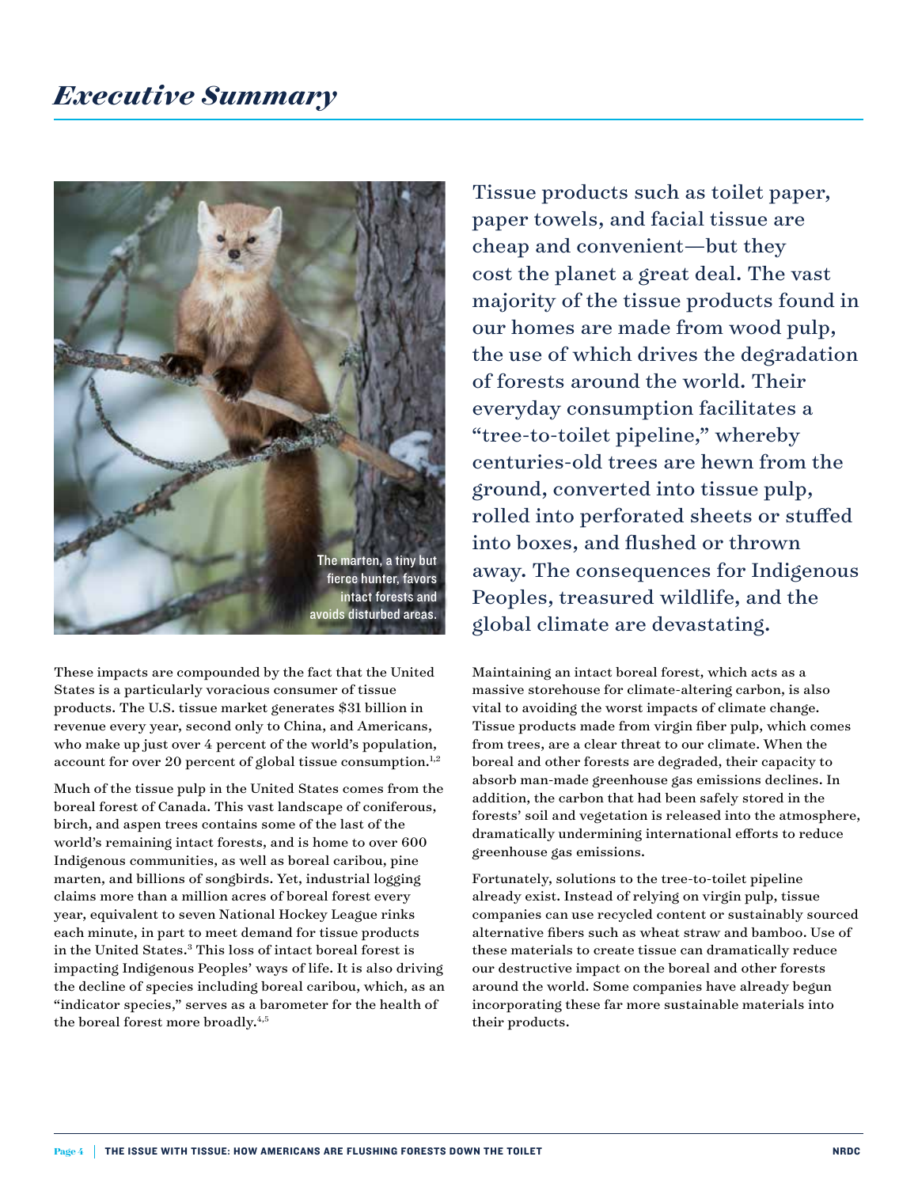# *Executive Summary*

The marten, a tiny but fierce hunter, favors intact forests and avoids disturbed areas.

Tissue products such as toilet paper, paper towels, and facial tissue are cheap and convenient—but they cost the planet a great deal. The vast majority of the tissue products found in our homes are made from wood pulp, the use of which drives the degradation of forests around the world. Their everyday consumption facilitates a "tree-to-toilet pipeline," whereby centuries-old trees are hewn from the ground, converted into tissue pulp, rolled into perforated sheets or stuffed into boxes, and flushed or thrown away. The consequences for Indigenous Peoples, treasured wildlife, and the global climate are devastating.

These impacts are compounded by the fact that the United States is a particularly voracious consumer of tissue products. The U.S. tissue market generates $31 billion in revenue every year, second only to China, and Americans, who make up just over 4 percent of the world's population, account for over 20 percent of global tissue consumption.[1,2]

Much of the tissue pulp in the United States comes from the boreal forest of Canada. This vast landscape of coniferous, birch, and aspen trees contains some of the last of the world's remaining intact forests, and is home to over 600 Indigenous communities, as well as boreal caribou, pine marten, and billions of songbirds. Yet, industrial logging claims more than a million acres of boreal forest every year, equivalent to seven National Hockey League rinks each minute, in part to meet demand for tissue products in the United States.[3] This loss of intact boreal forest is impacting Indigenous Peoples' ways of life. It is also driving the decline of species including boreal caribou, which, as an "indicator species," serves as a barometer for the health of the boreal forest more broadly.[4,5]

Maintaining an intact boreal forest, which acts as a massive storehouse for climate-altering carbon, is also vital to avoiding the worst impacts of climate change. Tissue products made from virgin fiber pulp, which comes from trees, are a clear threat to our climate. When the boreal and other forests are degraded, their capacity to absorb man-made greenhouse gas emissions declines. In addition, the carbon that had been safely stored in the forests' soil and vegetation is released into the atmosphere, dramatically undermining international efforts to reduce greenhouse gas emissions.

Fortunately, solutions to the tree-to-toilet pipeline already exist. Instead of relying on virgin pulp, tissue companies can use recycled content or sustainably sourced alternative fibers such as wheat straw and bamboo. Use of these materials to create tissue can dramatically reduce our destructive impact on the boreal and other forests around the world. Some companies have already begun incorporating these far more sustainable materials into their products.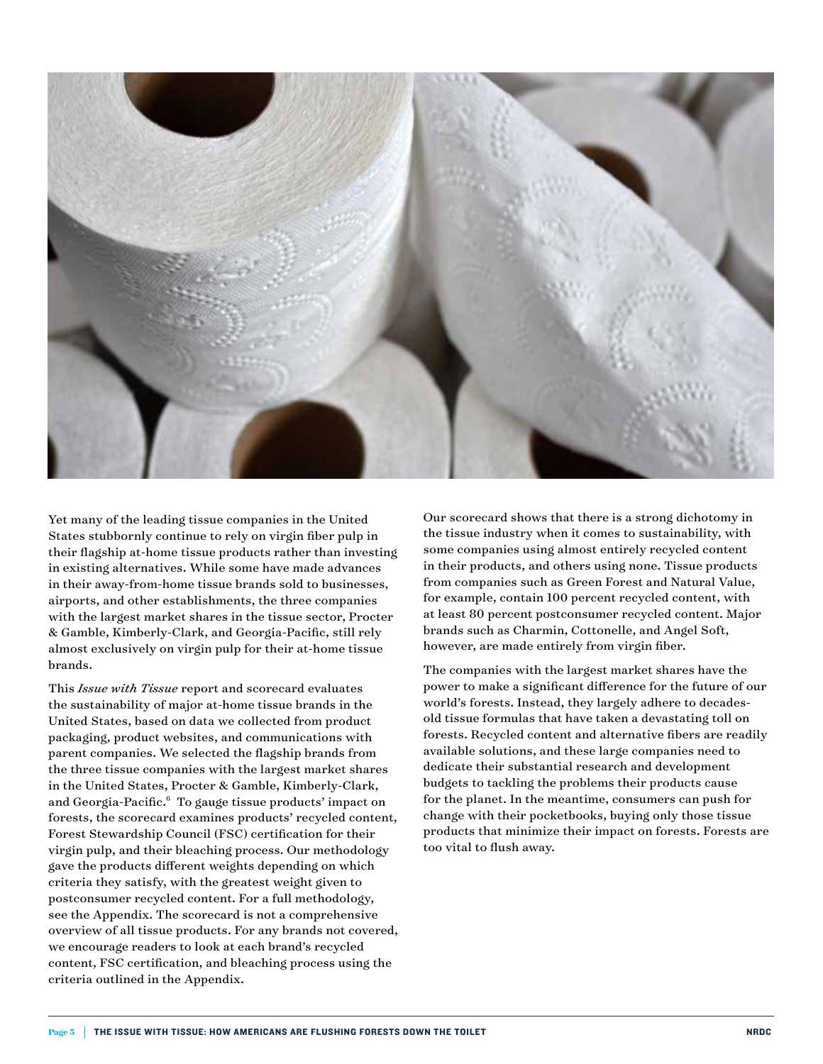Yet many of the leading tissue companies in the United States stubbornly continue to rely on virgin fiber pulp in their flagship at-home tissue products rather than investing in existing alternatives. While some have made advances in their away-from-home tissue brands sold to businesses, airports, and other establishments, the three companies with the largest market shares in the tissue sector, Procter & Gamble, Kimberly-Clark, and Georgia-Pacific, still rely almost exclusively on virgin pulp for their at-home tissue brands.

This *Issue with Tissue* report and scorecard evaluates the sustainability of major at-home tissue brands in the United States, based on data we collected from product packaging, product websites, and communications with parent companies. We selected the flagship brands from the three tissue companies with the largest market shares in the United States, Procter & Gamble, Kimberly-Clark, and Georgia-Pacific.[6] To gauge tissue products' impact on forests, the scorecard examines products' recycled content, Forest Stewardship Council (FSC) certification for their virgin pulp, and their bleaching process. Our methodology gave the products different weights depending on which criteria they satisfy, with the greatest weight given to postconsumer recycled content. For a full methodology, see the Appendix. The scorecard is not a comprehensive overview of all tissue products. For any brands not covered, we encourage readers to look at each brand's recycled content, FSC certification, and bleaching process using the criteria outlined in the Appendix.

Our scorecard shows that there is a strong dichotomy in the tissue industry when it comes to sustainability, with some companies using almost entirely recycled content in their products, and others using none. Tissue products from companies such as Green Forest and Natural Value, for example, contain 100 percent recycled content, with at least 80 percent postconsumer recycled content. Major brands such as Charmin, Cottonelle, and Angel Soft, however, are made entirely from virgin fiber.

The companies with the largest market shares have the power to make a significant difference for the future of our world's forests. Instead, they largely adhere to decades-old tissue formulas that have taken a devastating toll on forests. Recycled content and alternative fibers are readily available solutions, and these large companies need to dedicate their substantial research and development budgets to tackling the problems their products cause for the planet. In the meantime, consumers can push for change with their pocketbooks, buying only those tissue products that minimize their impact on forests. Forests are too vital to flush away.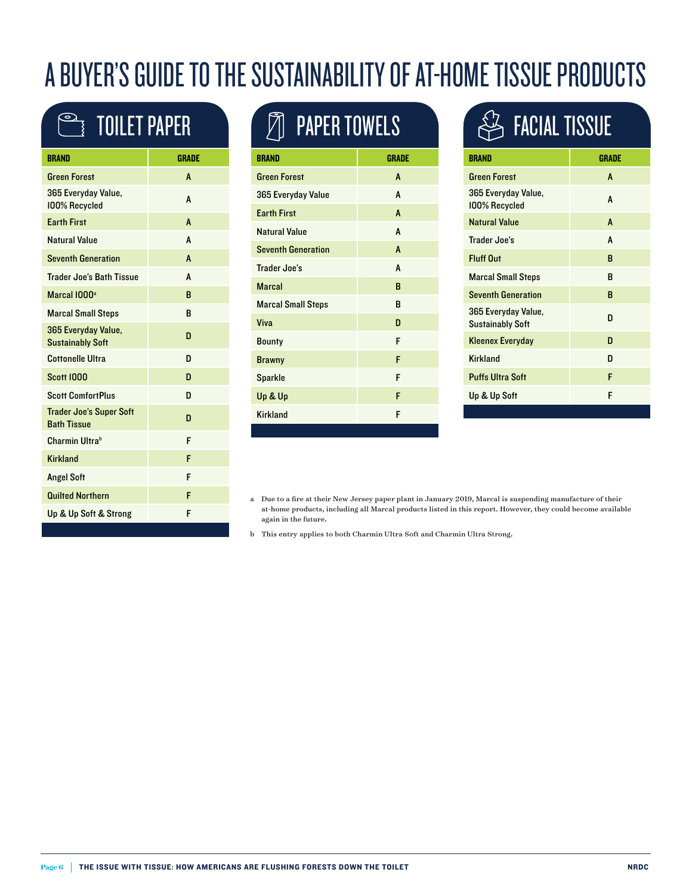# A BUYER'S GUIDE TO THE SUSTAINABILITY OF AT-HOME TISSUE PRODUCTS

## TOILET PAPER

| BRAND | GRADE |
|---|---|
| Green Forest | A |
| 365 Everyday Value, 100% Recycled | A |
| Earth First | A |
| Natural Value | A |
| Seventh Generation | A |
| Trader Joe's Bath Tissue | A |
| Marcal 1000[a] | B |
| Marcal Small Steps | B |
| 365 Everyday Value, Sustainably Soft | D |
| Cottonelle Ultra | D |
| Scott 1000 | D |
| Scott ComfortPlus | D |
| Trader Joe's Super Soft Bath Tissue | D |
| Charmin Ultra[b] | F |
| Kirkland | F |
| Angel Soft | F |
| Quilted Northern | F |
| Up & Up Soft & Strong | F |

## PAPER TOWELS

| BRAND | GRADE |
|---|---|
| Green Forest | A |
| 365 Everyday Value | A |
| Earth First | A |
| Natural Value | A |
| Seventh Generation | A |
| Trader Joe's | A |
| Marcal | B |
| Marcal Small Steps | B |
| Viva | D |
| Bounty | F |
| Brawny | F |
| Sparkle | F |
| Up & Up | F |
| Kirkland | F |

## FACIAL TISSUE

| BRAND | GRADE |
|---|---|
| Green Forest | A |
| 365 Everyday Value, 100% Recycled | A |
| Natural Value | A |
| Trader Joe's | A |
| Fluff Out | B |
| Marcal Small Steps | B |
| Seventh Generation | B |
| 365 Everyday Value, Sustainably Soft | D |
| Kleenex Everyday | D |
| Kirkland | D |
| Puffs Ultra Soft | F |
| Up & Up Soft | F |

a Due to a fire at their New Jersey paper plant in January 2019, Marcal is suspending manufacture of their at-home products, including all Marcal products listed in this report. However, they could become available again in the future.

b This entry applies to both Charmin Ultra Soft and Charmin Ultra Strong.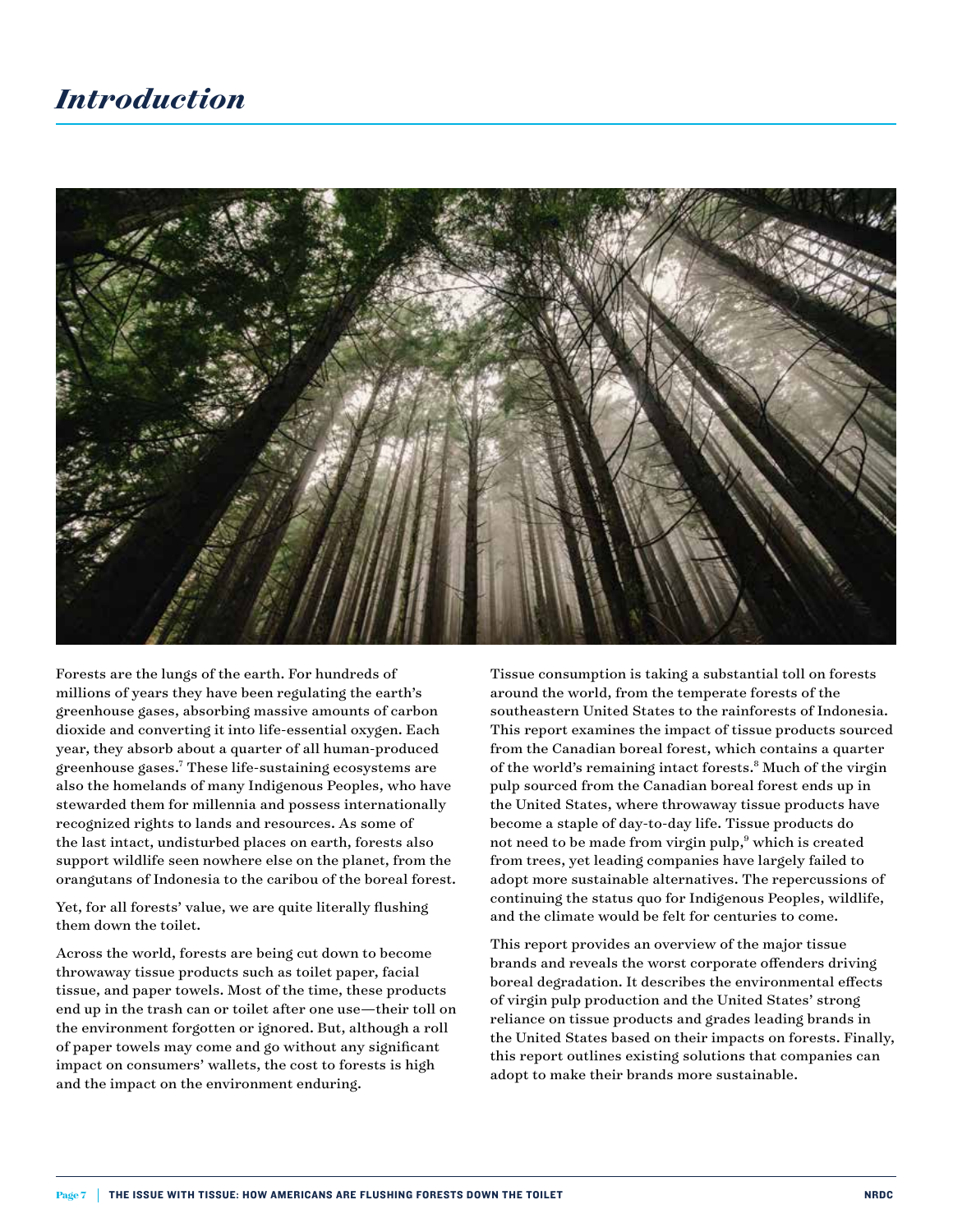# *Introduction*

Forests are the lungs of the earth. For hundreds of millions of years they have been regulating the earth's greenhouse gases, absorbing massive amounts of carbon dioxide and converting it into life-essential oxygen. Each year, they absorb about a quarter of all human-produced greenhouse gases.[7] These life-sustaining ecosystems are also the homelands of many Indigenous Peoples, who have stewarded them for millennia and possess internationally recognized rights to lands and resources. As some of the last intact, undisturbed places on earth, forests also support wildlife seen nowhere else on the planet, from the orangutans of Indonesia to the caribou of the boreal forest.

Yet, for all forests' value, we are quite literally flushing them down the toilet.

Across the world, forests are being cut down to become throwaway tissue products such as toilet paper, facial tissue, and paper towels. Most of the time, these products end up in the trash can or toilet after one use—their toll on the environment forgotten or ignored. But, although a roll of paper towels may come and go without any significant impact on consumers' wallets, the cost to forests is high and the impact on the environment enduring.

Tissue consumption is taking a substantial toll on forests around the world, from the temperate forests of the southeastern United States to the rainforests of Indonesia. This report examines the impact of tissue products sourced from the Canadian boreal forest, which contains a quarter of the world's remaining intact forests.[8] Much of the virgin pulp sourced from the Canadian boreal forest ends up in the United States, where throwaway tissue products have become a staple of day-to-day life. Tissue products do not need to be made from virgin pulp,[9] which is created from trees, yet leading companies have largely failed to adopt more sustainable alternatives. The repercussions of continuing the status quo for Indigenous Peoples, wildlife, and the climate would be felt for centuries to come.

This report provides an overview of the major tissue brands and reveals the worst corporate offenders driving boreal degradation. It describes the environmental effects of virgin pulp production and the United States' strong reliance on tissue products and grades leading brands in the United States based on their impacts on forests. Finally, this report outlines existing solutions that companies can adopt to make their brands more sustainable.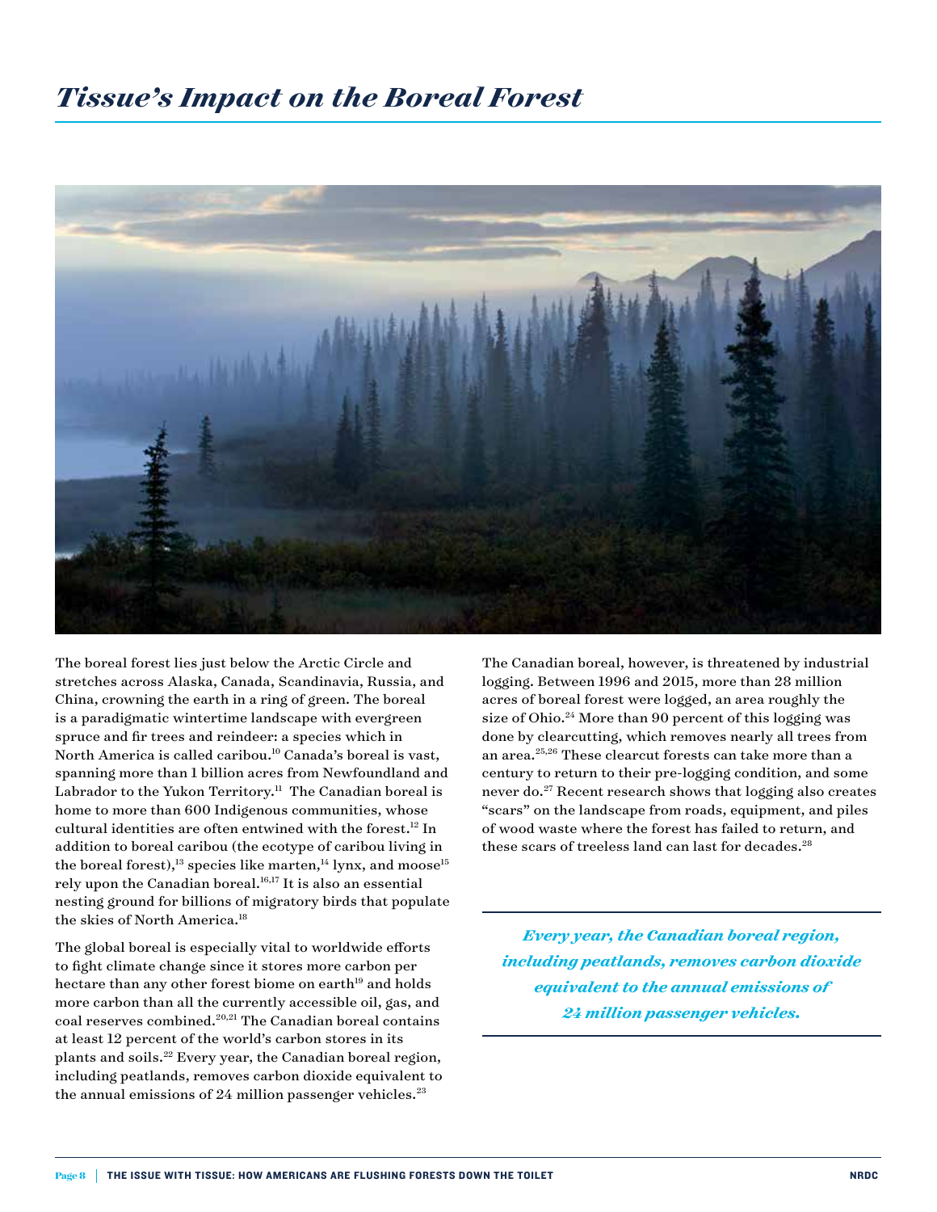# *Tissue's Impact on the Boreal Forest*

The boreal forest lies just below the Arctic Circle and stretches across Alaska, Canada, Scandinavia, Russia, and China, crowning the earth in a ring of green. The boreal is a paradigmatic wintertime landscape with evergreen spruce and fir trees and reindeer: a species which in North America is called caribou.[10] Canada's boreal is vast, spanning more than 1 billion acres from Newfoundland and Labrador to the Yukon Territory.[11] The Canadian boreal is home to more than 600 Indigenous communities, whose cultural identities are often entwined with the forest.[12] In addition to boreal caribou (the ecotype of caribou living in the boreal forest),[13] species like marten,[14] lynx, and moose[15] rely upon the Canadian boreal.[16,17] It is also an essential nesting ground for billions of migratory birds that populate the skies of North America.[18]

The global boreal is especially vital to worldwide efforts to fight climate change since it stores more carbon per hectare than any other forest biome on earth[19] and holds more carbon than all the currently accessible oil, gas, and coal reserves combined.[20,21] The Canadian boreal contains at least 12 percent of the world's carbon stores in its plants and soils.[22] Every year, the Canadian boreal region, including peatlands, removes carbon dioxide equivalent to the annual emissions of 24 million passenger vehicles.[23]

The Canadian boreal, however, is threatened by industrial logging. Between 1996 and 2015, more than 28 million acres of boreal forest were logged, an area roughly the size of Ohio.[24] More than 90 percent of this logging was done by clearcutting, which removes nearly all trees from an area.[25,26] These clearcut forests can take more than a century to return to their pre-logging condition, and some never do.[27] Recent research shows that logging also creates "scars" on the landscape from roads, equipment, and piles of wood waste where the forest has failed to return, and these scars of treeless land can last for decades.[28]

***Every year, the Canadian boreal region, including peatlands, removes carbon dioxide equivalent to the annual emissions of 24 million passenger vehicles.***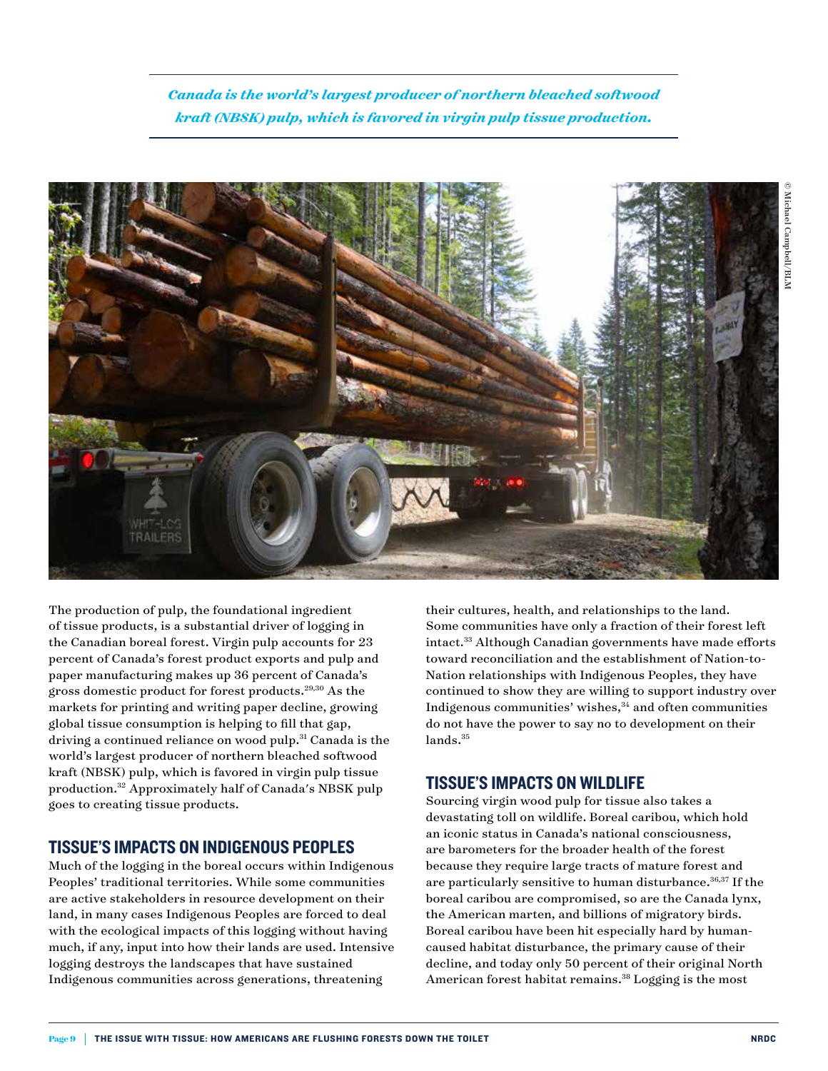*Canada is the world's largest producer of northern bleached softwood kraft (NBSK) pulp, which is favored in virgin pulp tissue production.*

© Michael Campbell/BLM

The production of pulp, the foundational ingredient of tissue products, is a substantial driver of logging in the Canadian boreal forest. Virgin pulp accounts for 23 percent of Canada's forest product exports and pulp and paper manufacturing makes up 36 percent of Canada's gross domestic product for forest products.[29,30] As the markets for printing and writing paper decline, growing global tissue consumption is helping to fill that gap, driving a continued reliance on wood pulp.[31] Canada is the world's largest producer of northern bleached softwood kraft (NBSK) pulp, which is favored in virgin pulp tissue production.[32] Approximately half of Canada's NBSK pulp goes to creating tissue products.

## TISSUE'S IMPACTS ON INDIGENOUS PEOPLES

Much of the logging in the boreal occurs within Indigenous Peoples' traditional territories. While some communities are active stakeholders in resource development on their land, in many cases Indigenous Peoples are forced to deal with the ecological impacts of this logging without having much, if any, input into how their lands are used. Intensive logging destroys the landscapes that have sustained Indigenous communities across generations, threatening their cultures, health, and relationships to the land. Some communities have only a fraction of their forest left intact.[33] Although Canadian governments have made efforts toward reconciliation and the establishment of Nation-to-Nation relationships with Indigenous Peoples, they have continued to show they are willing to support industry over Indigenous communities' wishes,[34] and often communities do not have the power to say no to development on their lands.[35]

## TISSUE'S IMPACTS ON WILDLIFE

Sourcing virgin wood pulp for tissue also takes a devastating toll on wildlife. Boreal caribou, which hold an iconic status in Canada's national consciousness, are barometers for the broader health of the forest because they require large tracts of mature forest and are particularly sensitive to human disturbance.[36,37] If the boreal caribou are compromised, so are the Canada lynx, the American marten, and billions of migratory birds. Boreal caribou have been hit especially hard by human-caused habitat disturbance, the primary cause of their decline, and today only 50 percent of their original North American forest habitat remains.[38] Logging is the most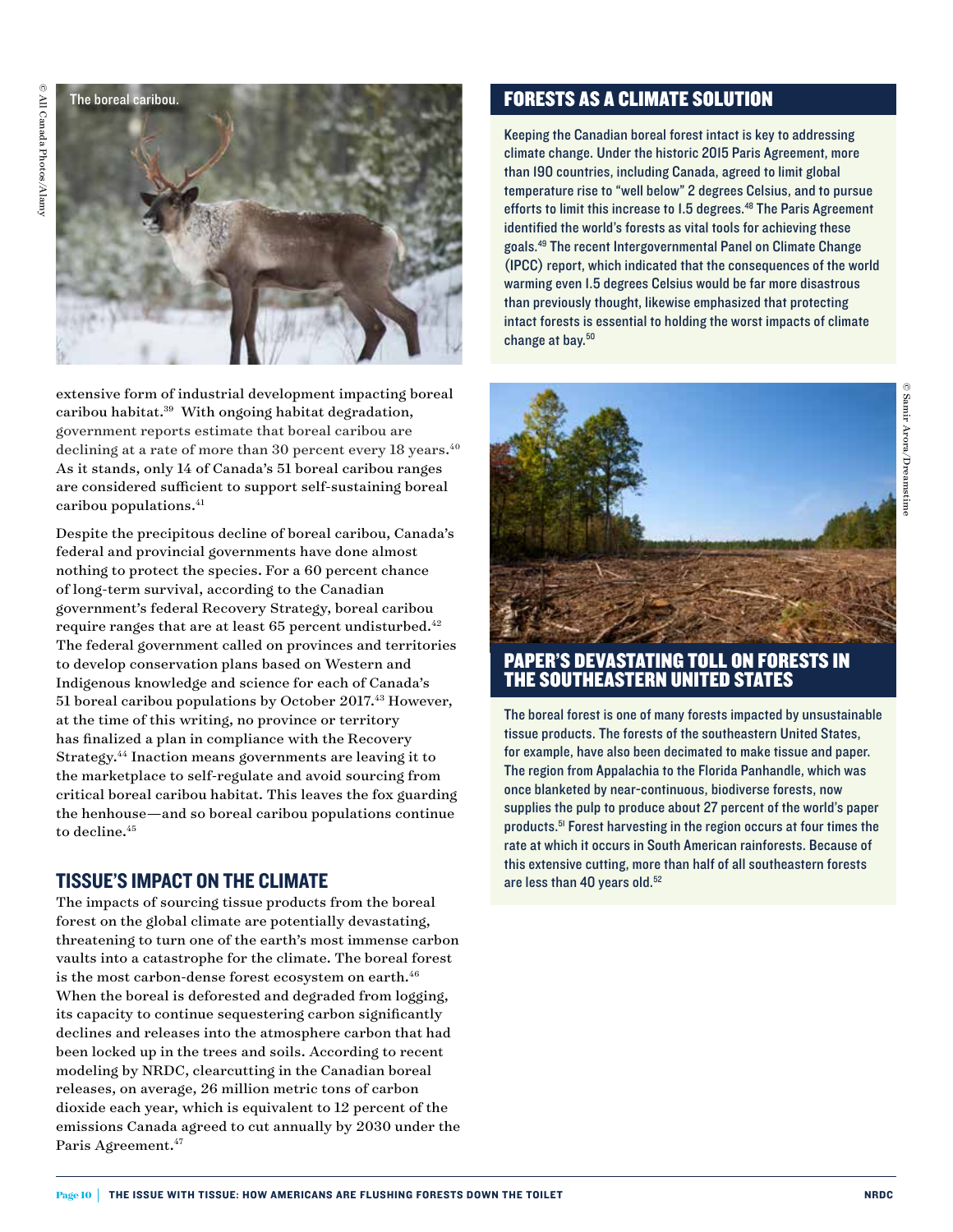The boreal caribou.

extensive form of industrial development impacting boreal caribou habitat.[39] With ongoing habitat degradation, government reports estimate that boreal caribou are declining at a rate of more than 30 percent every 18 years.[40] As it stands, only 14 of Canada's 51 boreal caribou ranges are considered sufficient to support self-sustaining boreal caribou populations.[41]

Despite the precipitous decline of boreal caribou, Canada's federal and provincial governments have done almost nothing to protect the species. For a 60 percent chance of long-term survival, according to the Canadian government's federal Recovery Strategy, boreal caribou require ranges that are at least 65 percent undisturbed.[42] The federal government called on provinces and territories to develop conservation plans based on Western and Indigenous knowledge and science for each of Canada's 51 boreal caribou populations by October 2017.[43] However, at the time of this writing, no province or territory has finalized a plan in compliance with the Recovery Strategy.[44] Inaction means governments are leaving it to the marketplace to self-regulate and avoid sourcing from critical boreal caribou habitat. This leaves the fox guarding the henhouse—and so boreal caribou populations continue to decline.[45]

## TISSUE'S IMPACT ON THE CLIMATE

The impacts of sourcing tissue products from the boreal forest on the global climate are potentially devastating, threatening to turn one of the earth's most immense carbon vaults into a catastrophe for the climate. The boreal forest is the most carbon-dense forest ecosystem on earth.[46] When the boreal is deforested and degraded from logging, its capacity to continue sequestering carbon significantly declines and releases into the atmosphere carbon that had been locked up in the trees and soils. According to recent modeling by NRDC, clearcutting in the Canadian boreal releases, on average, 26 million metric tons of carbon dioxide each year, which is equivalent to 12 percent of the emissions Canada agreed to cut annually by 2030 under the Paris Agreement.[47]

## FORESTS AS A CLIMATE SOLUTION

Keeping the Canadian boreal forest intact is key to addressing climate change. Under the historic 2015 Paris Agreement, more than 190 countries, including Canada, agreed to limit global temperature rise to "well below" 2 degrees Celsius, and to pursue efforts to limit this increase to 1.5 degrees.[48] The Paris Agreement identified the world's forests as vital tools for achieving these goals.[49] The recent Intergovernmental Panel on Climate Change (IPCC) report, which indicated that the consequences of the world warming even 1.5 degrees Celsius would be far more disastrous than previously thought, likewise emphasized that protecting intact forests is essential to holding the worst impacts of climate change at bay.[50]

## PAPER'S DEVASTATING TOLL ON FORESTS IN THE SOUTHEASTERN UNITED STATES

The boreal forest is one of many forests impacted by unsustainable tissue products. The forests of the southeastern United States, for example, have also been decimated to make tissue and paper. The region from Appalachia to the Florida Panhandle, which was once blanketed by near-continuous, biodiverse forests, now supplies the pulp to produce about 27 percent of the world's paper products.[51] Forest harvesting in the region occurs at four times the rate at which it occurs in South American rainforests. Because of this extensive cutting, more than half of all southeastern forests are less than 40 years old.[52]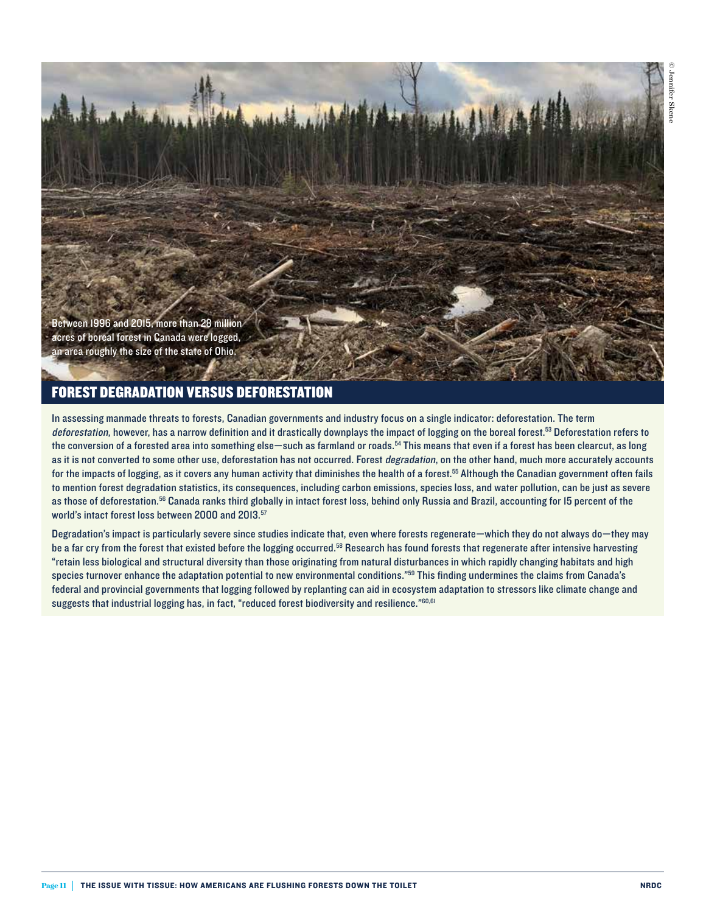Between 1996 and 2015, more than 28 million acres of boreal forest in Canada were logged, an area roughly the size of the state of Ohio.

© Jennifer Skene

## FOREST DEGRADATION VERSUS DEFORESTATION

In assessing manmade threats to forests, Canadian governments and industry focus on a single indicator: deforestation. The term *deforestation*, however, has a narrow definition and it drastically downplays the impact of logging on the boreal forest.[53] Deforestation refers to the conversion of a forested area into something else—such as farmland or roads.[54] This means that even if a forest has been clearcut, as long as it is not converted to some other use, deforestation has not occurred. Forest *degradation*, on the other hand, much more accurately accounts for the impacts of logging, as it covers any human activity that diminishes the health of a forest.[55] Although the Canadian government often fails to mention forest degradation statistics, its consequences, including carbon emissions, species loss, and water pollution, can be just as severe as those of deforestation.[56] Canada ranks third globally in intact forest loss, behind only Russia and Brazil, accounting for 15 percent of the world's intact forest loss between 2000 and 2013.[57]

Degradation's impact is particularly severe since studies indicate that, even where forests regenerate—which they do not always do—they may be a far cry from the forest that existed before the logging occurred.[58] Research has found forests that regenerate after intensive harvesting "retain less biological and structural diversity than those originating from natural disturbances in which rapidly changing habitats and high species turnover enhance the adaptation potential to new environmental conditions."[59] This finding undermines the claims from Canada's federal and provincial governments that logging followed by replanting can aid in ecosystem adaptation to stressors like climate change and suggests that industrial logging has, in fact, "reduced forest biodiversity and resilience."[60,61]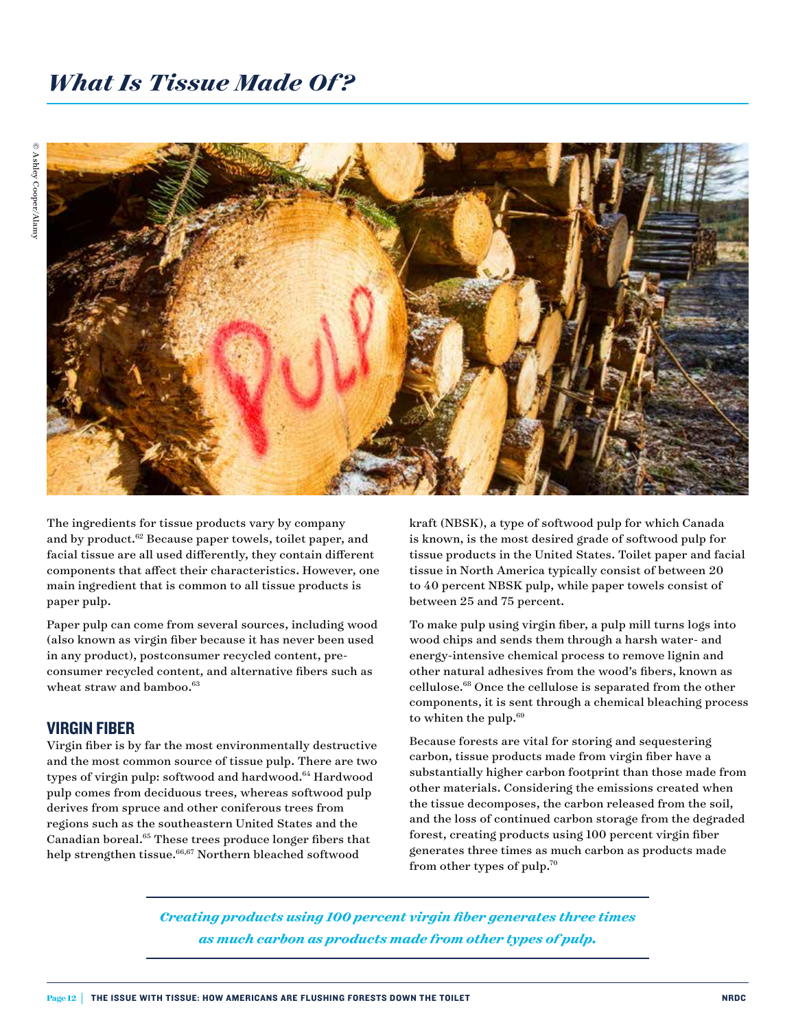# *What Is Tissue Made Of?*

© Ashley Cooper/Alamy

The ingredients for tissue products vary by company and by product.[62] Because paper towels, toilet paper, and facial tissue are all used differently, they contain different components that affect their characteristics. However, one main ingredient that is common to all tissue products is paper pulp.

Paper pulp can come from several sources, including wood (also known as virgin fiber because it has never been used in any product), postconsumer recycled content, pre-consumer recycled content, and alternative fibers such as wheat straw and bamboo.[63]

## VIRGIN FIBER

Virgin fiber is by far the most environmentally destructive and the most common source of tissue pulp. There are two types of virgin pulp: softwood and hardwood.[64] Hardwood pulp comes from deciduous trees, whereas softwood pulp derives from spruce and other coniferous trees from regions such as the southeastern United States and the Canadian boreal.[65] These trees produce longer fibers that help strengthen tissue.[66,67] Northern bleached softwood kraft (NBSK), a type of softwood pulp for which Canada is known, is the most desired grade of softwood pulp for tissue products in the United States. Toilet paper and facial tissue in North America typically consist of between 20 to 40 percent NBSK pulp, while paper towels consist of between 25 and 75 percent.

To make pulp using virgin fiber, a pulp mill turns logs into wood chips and sends them through a harsh water- and energy-intensive chemical process to remove lignin and other natural adhesives from the wood's fibers, known as cellulose.[68] Once the cellulose is separated from the other components, it is sent through a chemical bleaching process to whiten the pulp.[69]

Because forests are vital for storing and sequestering carbon, tissue products made from virgin fiber have a substantially higher carbon footprint than those made from other materials. Considering the emissions created when the tissue decomposes, the carbon released from the soil, and the loss of continued carbon storage from the degraded forest, creating products using 100 percent virgin fiber generates three times as much carbon as products made from other types of pulp.[70]

***Creating products using 100 percent virgin fiber generates three times as much carbon as products made from other types of pulp.***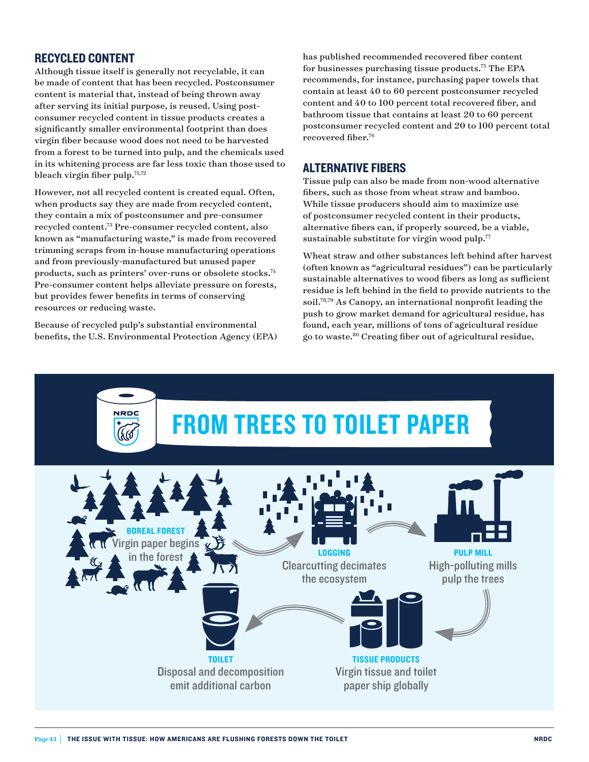## RECYCLED CONTENT

Although tissue itself is generally not recyclable, it can be made of content that has been recycled. Postconsumer content is material that, instead of being thrown away after serving its initial purpose, is reused. Using postconsumer recycled content in tissue products creates a significantly smaller environmental footprint than does virgin fiber because wood does not need to be harvested from a forest to be turned into pulp, and the chemicals used in its whitening process are far less toxic than those used to bleach virgin fiber pulp.[71,72]

However, not all recycled content is created equal. Often, when products say they are made from recycled content, they contain a mix of postconsumer and pre-consumer recycled content.[73] Pre-consumer recycled content, also known as "manufacturing waste," is made from recovered trimming scraps from in-house manufacturing operations and from previously-manufactured but unused paper products, such as printers' over-runs or obsolete stocks.[74] Pre-consumer content helps alleviate pressure on forests, but provides fewer benefits in terms of conserving resources or reducing waste.

Because of recycled pulp's substantial environmental benefits, the U.S. Environmental Protection Agency (EPA) has published recommended recovered fiber content for businesses purchasing tissue products.[75] The EPA recommends, for instance, purchasing paper towels that contain at least 40 to 60 percent postconsumer recycled content and 40 to 100 percent total recovered fiber, and bathroom tissue that contains at least 20 to 60 percent postconsumer recycled content and 20 to 100 percent total recovered fiber.[76]

## ALTERNATIVE FIBERS

Tissue pulp can also be made from non-wood alternative fibers, such as those from wheat straw and bamboo. While tissue producers should aim to maximize use of postconsumer recycled content in their products, alternative fibers can, if properly sourced, be a viable, sustainable substitute for virgin wood pulp.[77]

Wheat straw and other substances left behind after harvest (often known as "agricultural residues") can be particularly sustainable alternatives to wood fibers as long as sufficient residue is left behind in the field to provide nutrients to the soil.[78,79] As Canopy, an international nonprofit leading the push to grow market demand for agricultural residue, has found, each year, millions of tons of agricultural residue go to waste.[80] Creating fiber out of agricultural residue,

## FROM TREES TO TOILET PAPER

**BOREAL FOREST**
Virgin paper begins in the forest

**LOGGING**
Clearcutting decimates the ecosystem

**PULP MILL**
High-polluting mills pulp the trees

**TISSUE PRODUCTS**
Virgin tissue and toilet paper ship globally

**TOILET**
Disposal and decomposition emit additional carbon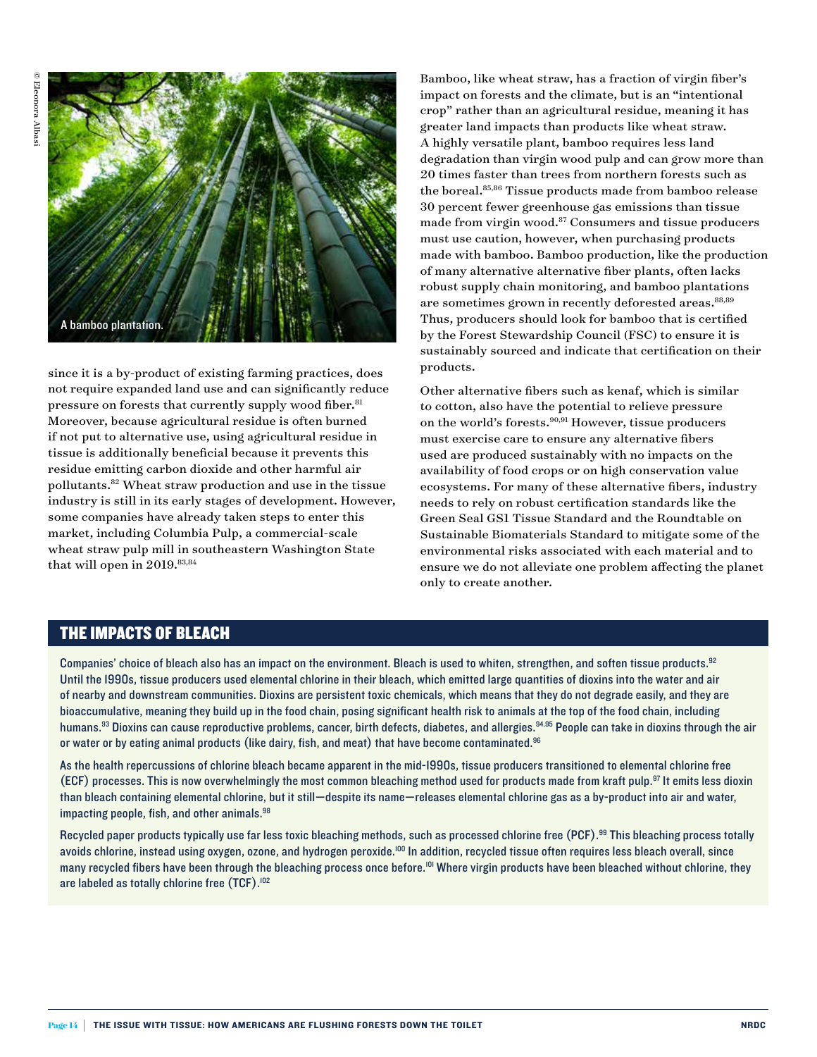A bamboo plantation.

since it is a by-product of existing farming practices, does not require expanded land use and can significantly reduce pressure on forests that currently supply wood fiber.[81] Moreover, because agricultural residue is often burned if not put to alternative use, using agricultural residue in tissue is additionally beneficial because it prevents this residue emitting carbon dioxide and other harmful air pollutants.[82] Wheat straw production and use in the tissue industry is still in its early stages of development. However, some companies have already taken steps to enter this market, including Columbia Pulp, a commercial-scale wheat straw pulp mill in southeastern Washington State that will open in 2019.[83,84]

Bamboo, like wheat straw, has a fraction of virgin fiber's impact on forests and the climate, but is an "intentional crop" rather than an agricultural residue, meaning it has greater land impacts than products like wheat straw. A highly versatile plant, bamboo requires less land degradation than virgin wood pulp and can grow more than 20 times faster than trees from northern forests such as the boreal.[85,86] Tissue products made from bamboo release 30 percent fewer greenhouse gas emissions than tissue made from virgin wood.[87] Consumers and tissue producers must use caution, however, when purchasing products made with bamboo. Bamboo production, like the production of many alternative alternative fiber plants, often lacks robust supply chain monitoring, and bamboo plantations are sometimes grown in recently deforested areas.[88,89] Thus, producers should look for bamboo that is certified by the Forest Stewardship Council (FSC) to ensure it is sustainably sourced and indicate that certification on their products.

Other alternative fibers such as kenaf, which is similar to cotton, also have the potential to relieve pressure on the world's forests.[90,91] However, tissue producers must exercise care to ensure any alternative fibers used are produced sustainably with no impacts on the availability of food crops or on high conservation value ecosystems. For many of these alternative fibers, industry needs to rely on robust certification standards like the Green Seal GS1 Tissue Standard and the Roundtable on Sustainable Biomaterials Standard to mitigate some of the environmental risks associated with each material and to ensure we do not alleviate one problem affecting the planet only to create another.

## THE IMPACTS OF BLEACH

Companies' choice of bleach also has an impact on the environment. Bleach is used to whiten, strengthen, and soften tissue products.[92] Until the 1990s, tissue producers used elemental chlorine in their bleach, which emitted large quantities of dioxins into the water and air of nearby and downstream communities. Dioxins are persistent toxic chemicals, which means that they do not degrade easily, and they are bioaccumulative, meaning they build up in the food chain, posing significant health risk to animals at the top of the food chain, including humans.[93] Dioxins can cause reproductive problems, cancer, birth defects, diabetes, and allergies.[94,95] People can take in dioxins through the air or water or by eating animal products (like dairy, fish, and meat) that have become contaminated.[96]

As the health repercussions of chlorine bleach became apparent in the mid-1990s, tissue producers transitioned to elemental chlorine free (ECF) processes. This is now overwhelmingly the most common bleaching method used for products made from kraft pulp.[97] It emits less dioxin than bleach containing elemental chlorine, but it still—despite its name—releases elemental chlorine gas as a by-product into air and water, impacting people, fish, and other animals.[98]

Recycled paper products typically use far less toxic bleaching methods, such as processed chlorine free (PCF).[99] This bleaching process totally avoids chlorine, instead using oxygen, ozone, and hydrogen peroxide.[100] In addition, recycled tissue often requires less bleach overall, since many recycled fibers have been through the bleaching process once before.[101] Where virgin products have been bleached without chlorine, they are labeled as totally chlorine free (TCF).[102]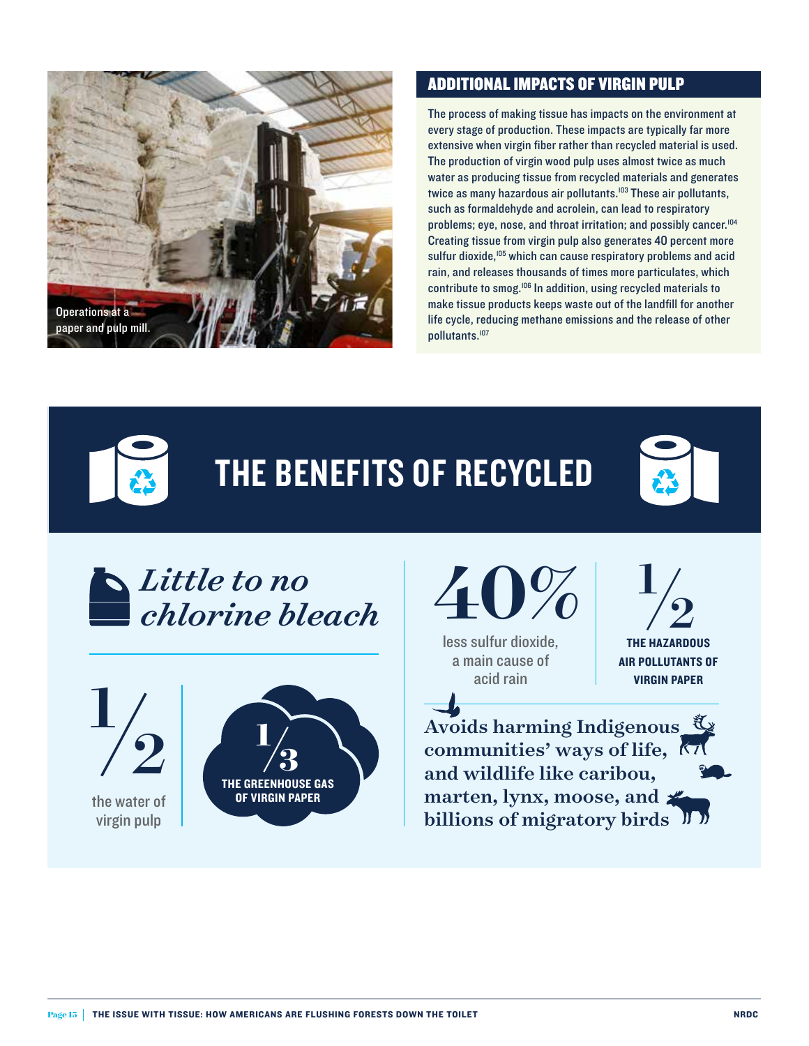Operations at a paper and pulp mill.

## ADDITIONAL IMPACTS OF VIRGIN PULP

The process of making tissue has impacts on the environment at every stage of production. These impacts are typically far more extensive when virgin fiber rather than recycled material is used. The production of virgin wood pulp uses almost twice as much water as producing tissue from recycled materials and generates twice as many hazardous air pollutants.[103] These air pollutants, such as formaldehyde and acrolein, can lead to respiratory problems; eye, nose, and throat irritation; and possibly cancer.[104] Creating tissue from virgin pulp also generates 40 percent more sulfur dioxide,[105] which can cause respiratory problems and acid rain, and releases thousands of times more particulates, which contribute to smog.[106] In addition, using recycled materials to make tissue products keeps waste out of the landfill for another life cycle, reducing methane emissions and the release of other pollutants.[107]

# THE BENEFITS OF RECYCLED

*Little to no chlorine bleach*

**1/2** the water of virgin pulp

**1/3** THE GREENHOUSE GAS OF VIRGIN PAPER

**40%** less sulfur dioxide, a main cause of acid rain

**1/2** THE HAZARDOUS AIR POLLUTANTS OF VIRGIN PAPER

**Avoids harming Indigenous communities' ways of life, and wildlife like caribou, marten, lynx, moose, and billions of migratory birds**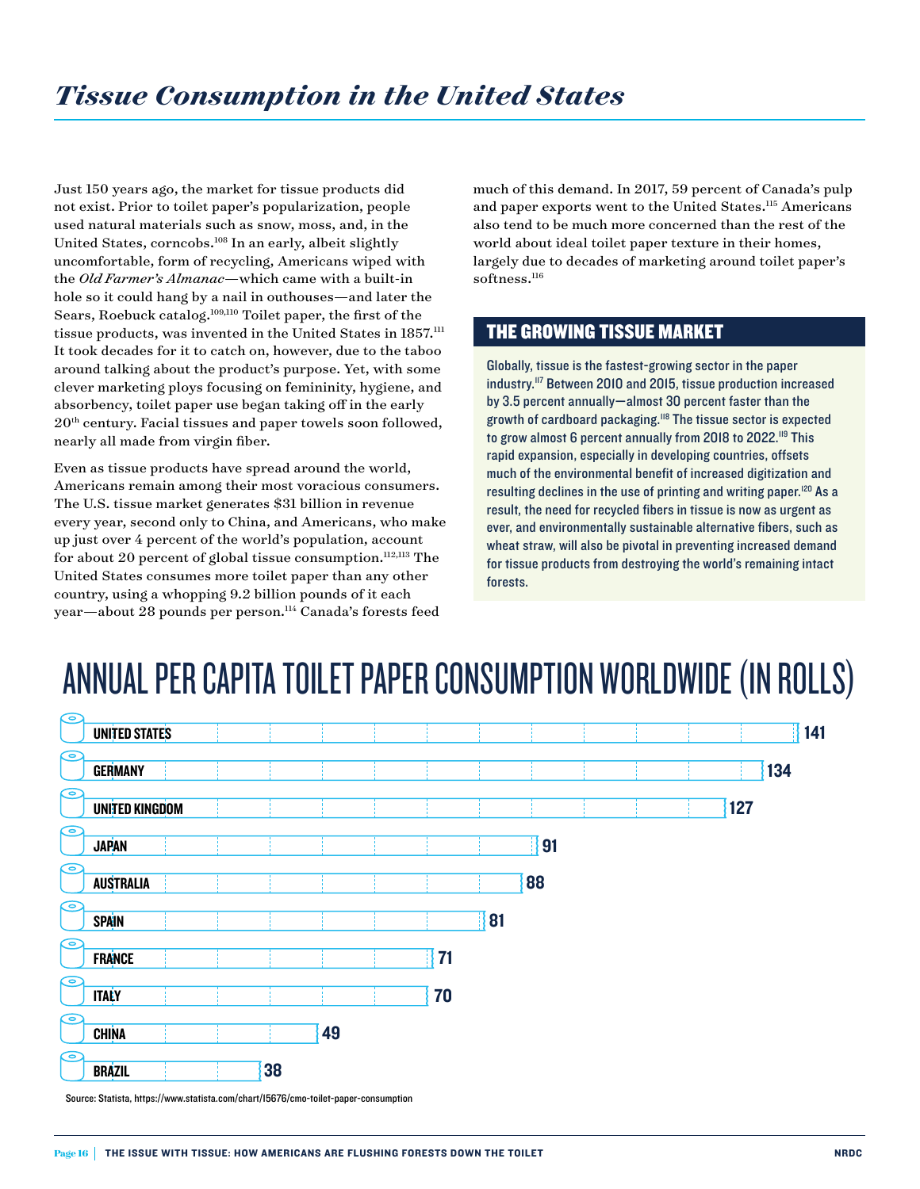# *Tissue Consumption in the United States*

Just 150 years ago, the market for tissue products did not exist. Prior to toilet paper's popularization, people used natural materials such as snow, moss, and, in the United States, corncobs.[108] In an early, albeit slightly uncomfortable, form of recycling, Americans wiped with the *Old Farmer's Almanac*—which came with a built-in hole so it could hang by a nail in outhouses—and later the Sears, Roebuck catalog.[109,110] Toilet paper, the first of the tissue products, was invented in the United States in 1857.[111] It took decades for it to catch on, however, due to the taboo around talking about the product's purpose. Yet, with some clever marketing ploys focusing on femininity, hygiene, and absorbency, toilet paper use began taking off in the early 20th century. Facial tissues and paper towels soon followed, nearly all made from virgin fiber.

Even as tissue products have spread around the world, Americans remain among their most voracious consumers. The U.S. tissue market generates $31 billion in revenue every year, second only to China, and Americans, who make up just over 4 percent of the world's population, account for about 20 percent of global tissue consumption.[112,113] The United States consumes more toilet paper than any other country, using a whopping 9.2 billion pounds of it each year—about 28 pounds per person.[114] Canada's forests feed much of this demand. In 2017, 59 percent of Canada's pulp and paper exports went to the United States.[115] Americans also tend to be much more concerned than the rest of the world about ideal toilet paper texture in their homes, largely due to decades of marketing around toilet paper's softness.[116]

## THE GROWING TISSUE MARKET

Globally, tissue is the fastest-growing sector in the paper industry.[117] Between 2010 and 2015, tissue production increased by 3.5 percent annually—almost 30 percent faster than the growth of cardboard packaging.[118] The tissue sector is expected to grow almost 6 percent annually from 2018 to 2022.[119] This rapid expansion, especially in developing countries, offsets much of the environmental benefit of increased digitization and resulting declines in the use of printing and writing paper.[120] As a result, the need for recycled fibers in tissue is now as urgent as ever, and environmentally sustainable alternative fibers, such as wheat straw, will also be pivotal in preventing increased demand for tissue products from destroying the world's remaining intact forests.

## ANNUAL PER CAPITA TOILET PAPER CONSUMPTION WORLDWIDE (IN ROLLS)

| Country | Rolls |
| --- | --- |
| UNITED STATES | 141 |
| GERMANY | 134 |
| UNITED KINGDOM | 127 |
| JAPAN | 91 |
| AUSTRALIA | 88 |
| SPAIN | 81 |
| FRANCE | 71 |
| ITALY | 70 |
| CHINA | 49 |
| BRAZIL | 38 |

Source: Statista, https://www.statista.com/chart/15676/cmo-toilet-paper-consumption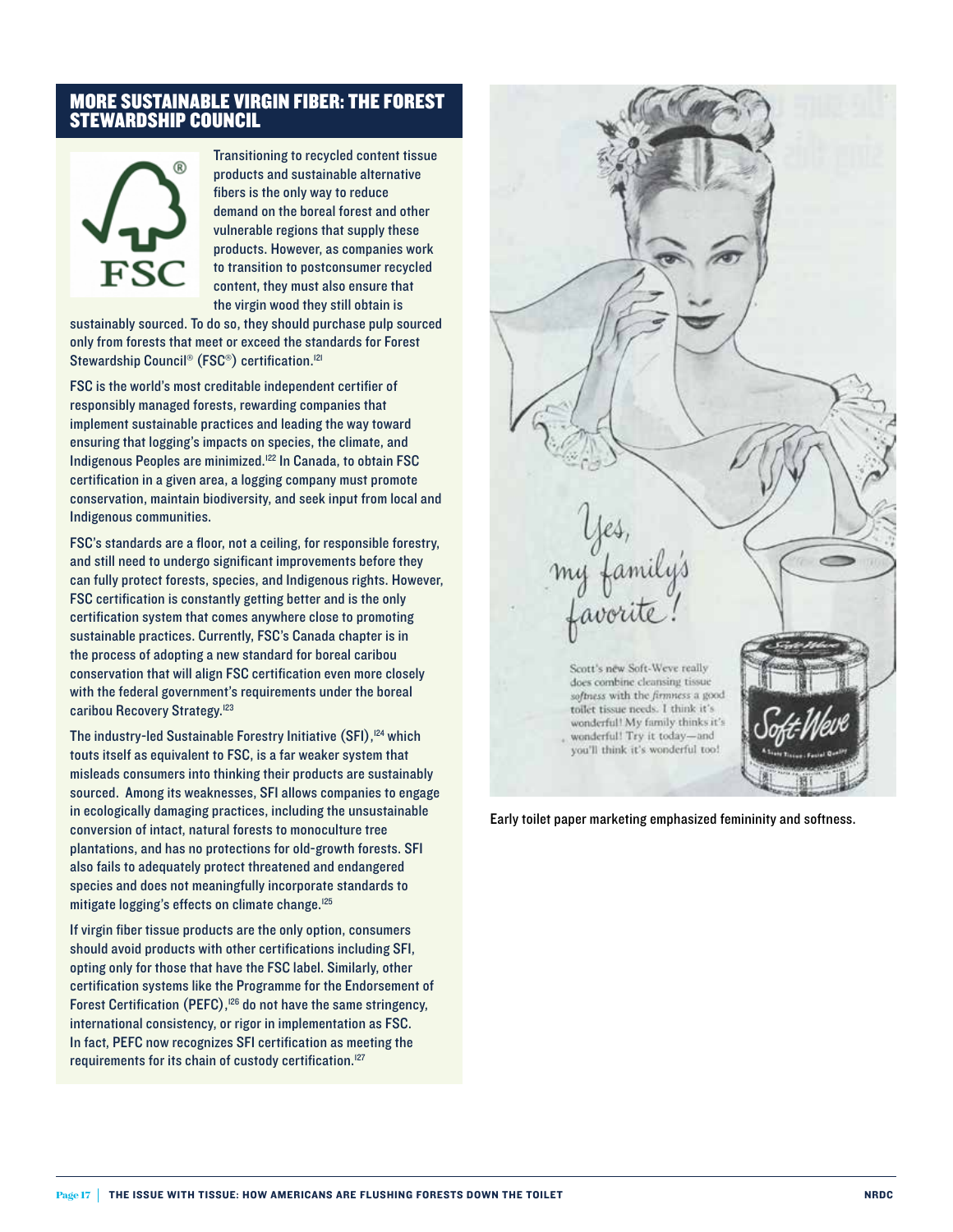## MORE SUSTAINABLE VIRGIN FIBER: THE FOREST STEWARDSHIP COUNCIL

Transitioning to recycled content tissue products and sustainable alternative fibers is the only way to reduce demand on the boreal forest and other vulnerable regions that supply these products. However, as companies work to transition to postconsumer recycled content, they must also ensure that the virgin wood they still obtain is sustainably sourced. To do so, they should purchase pulp sourced only from forests that meet or exceed the standards for Forest Stewardship Council® (FSC®) certification.[121]

FSC is the world's most creditable independent certifier of responsibly managed forests, rewarding companies that implement sustainable practices and leading the way toward ensuring that logging's impacts on species, the climate, and Indigenous Peoples are minimized.[122] In Canada, to obtain FSC certification in a given area, a logging company must promote conservation, maintain biodiversity, and seek input from local and Indigenous communities.

FSC's standards are a floor, not a ceiling, for responsible forestry, and still need to undergo significant improvements before they can fully protect forests, species, and Indigenous rights. However, FSC certification is constantly getting better and is the only certification system that comes anywhere close to promoting sustainable practices. Currently, FSC's Canada chapter is in the process of adopting a new standard for boreal caribou conservation that will align FSC certification even more closely with the federal government's requirements under the boreal caribou Recovery Strategy.[123]

The industry-led Sustainable Forestry Initiative (SFI),[124] which touts itself as equivalent to FSC, is a far weaker system that misleads consumers into thinking their products are sustainably sourced. Among its weaknesses, SFI allows companies to engage in ecologically damaging practices, including the unsustainable conversion of intact, natural forests to monoculture tree plantations, and has no protections for old-growth forests. SFI also fails to adequately protect threatened and endangered species and does not meaningfully incorporate standards to mitigate logging's effects on climate change.[125]

If virgin fiber tissue products are the only option, consumers should avoid products with other certifications including SFI, opting only for those that have the FSC label. Similarly, other certification systems like the Programme for the Endorsement of Forest Certification (PEFC),[126] do not have the same stringency, international consistency, or rigor in implementation as FSC. In fact, PEFC now recognizes SFI certification as meeting the requirements for its chain of custody certification.[127]

Early toilet paper marketing emphasized femininity and softness.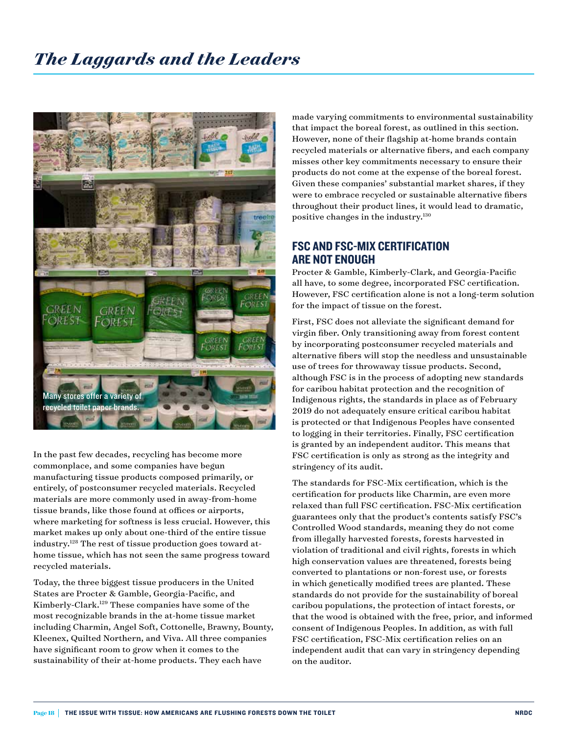# *The Laggards and the Leaders*

Many stores offer a variety of recycled toilet paper brands.

In the past few decades, recycling has become more commonplace, and some companies have begun manufacturing tissue products composed primarily, or entirely, of postconsumer recycled materials. Recycled materials are more commonly used in away-from-home tissue brands, like those found at offices or airports, where marketing for softness is less crucial. However, this market makes up only about one-third of the entire tissue industry.[128] The rest of tissue production goes toward at-home tissue, which has not seen the same progress toward recycled materials.

Today, the three biggest tissue producers in the United States are Procter & Gamble, Georgia-Pacific, and Kimberly-Clark.[129] These companies have some of the most recognizable brands in the at-home tissue market including Charmin, Angel Soft, Cottonelle, Brawny, Bounty, Kleenex, Quilted Northern, and Viva. All three companies have significant room to grow when it comes to the sustainability of their at-home products. They each have made varying commitments to environmental sustainability that impact the boreal forest, as outlined in this section. However, none of their flagship at-home brands contain recycled materials or alternative fibers, and each company misses other key commitments necessary to ensure their products do not come at the expense of the boreal forest. Given these companies' substantial market shares, if they were to embrace recycled or sustainable alternative fibers throughout their product lines, it would lead to dramatic, positive changes in the industry.[130]

## FSC AND FSC-MIX CERTIFICATION ARE NOT ENOUGH

Procter & Gamble, Kimberly-Clark, and Georgia-Pacific all have, to some degree, incorporated FSC certification. However, FSC certification alone is not a long-term solution for the impact of tissue on the forest.

First, FSC does not alleviate the significant demand for virgin fiber. Only transitioning away from forest content by incorporating postconsumer recycled materials and alternative fibers will stop the needless and unsustainable use of trees for throwaway tissue products. Second, although FSC is in the process of adopting new standards for caribou habitat protection and the recognition of Indigenous rights, the standards in place as of February 2019 do not adequately ensure critical caribou habitat is protected or that Indigenous Peoples have consented to logging in their territories. Finally, FSC certification is granted by an independent auditor. This means that FSC certification is only as strong as the integrity and stringency of its audit.

The standards for FSC-Mix certification, which is the certification for products like Charmin, are even more relaxed than full FSC certification. FSC-Mix certification guarantees only that the product's contents satisfy FSC's Controlled Wood standards, meaning they do not come from illegally harvested forests, forests harvested in violation of traditional and civil rights, forests in which high conservation values are threatened, forests being converted to plantations or non-forest use, or forests in which genetically modified trees are planted. These standards do not provide for the sustainability of boreal caribou populations, the protection of intact forests, or that the wood is obtained with the free, prior, and informed consent of Indigenous Peoples. In addition, as with full FSC certification, FSC-Mix certification relies on an independent audit that can vary in stringency depending on the auditor.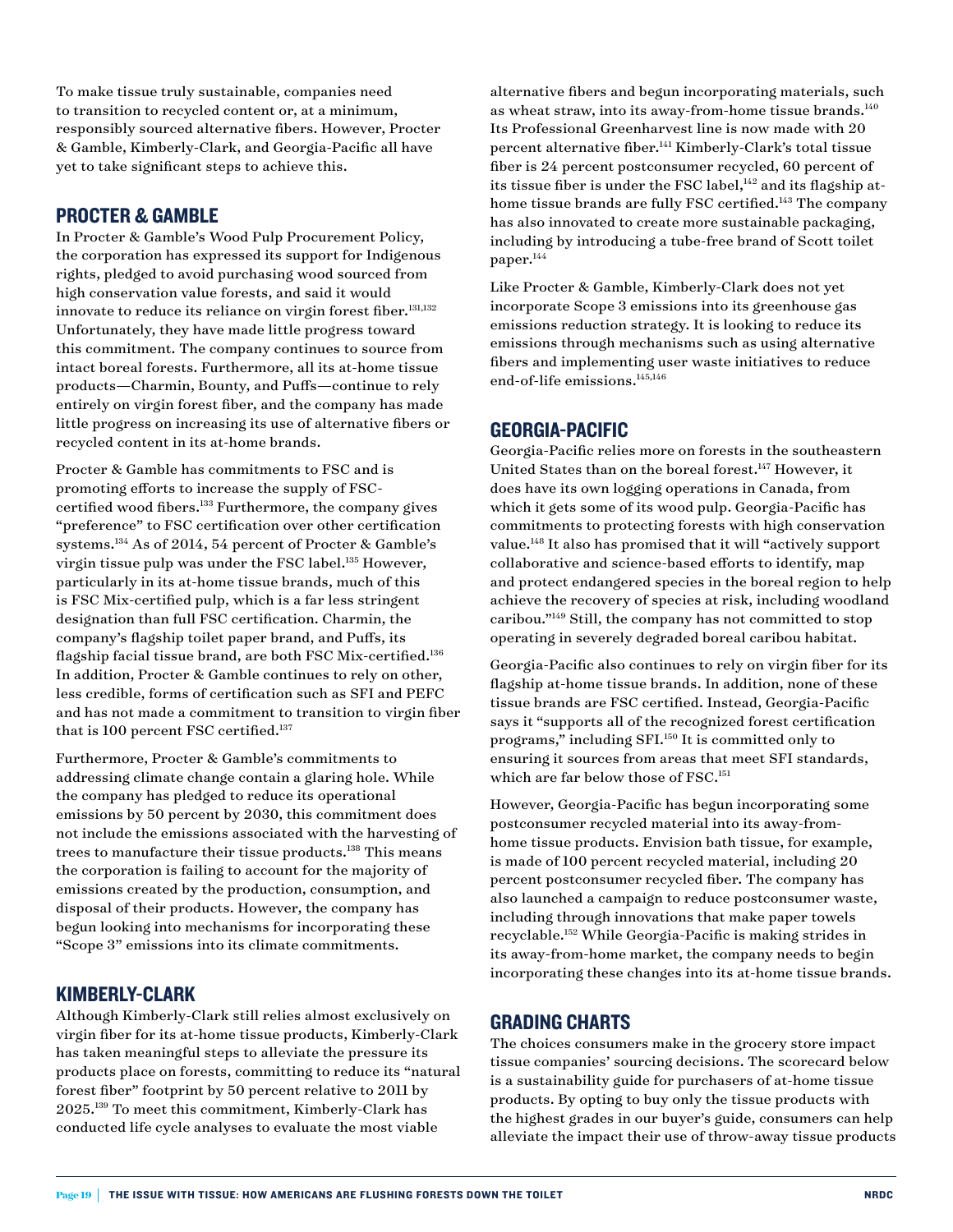To make tissue truly sustainable, companies need to transition to recycled content or, at a minimum, responsibly sourced alternative fibers. However, Procter & Gamble, Kimberly-Clark, and Georgia-Pacific all have yet to take significant steps to achieve this.

## PROCTER & GAMBLE

In Procter & Gamble's Wood Pulp Procurement Policy, the corporation has expressed its support for Indigenous rights, pledged to avoid purchasing wood sourced from high conservation value forests, and said it would innovate to reduce its reliance on virgin forest fiber.[131,132] Unfortunately, they have made little progress toward this commitment. The company continues to source from intact boreal forests. Furthermore, all its at-home tissue products—Charmin, Bounty, and Puffs—continue to rely entirely on virgin forest fiber, and the company has made little progress on increasing its use of alternative fibers or recycled content in its at-home brands.

Procter & Gamble has commitments to FSC and is promoting efforts to increase the supply of FSC-certified wood fibers.[133] Furthermore, the company gives "preference" to FSC certification over other certification systems.[134] As of 2014, 54 percent of Procter & Gamble's virgin tissue pulp was under the FSC label.[135] However, particularly in its at-home tissue brands, much of this is FSC Mix-certified pulp, which is a far less stringent designation than full FSC certification. Charmin, the company's flagship toilet paper brand, and Puffs, its flagship facial tissue brand, are both FSC Mix-certified.[136] In addition, Procter & Gamble continues to rely on other, less credible, forms of certification such as SFI and PEFC and has not made a commitment to transition to virgin fiber that is 100 percent FSC certified.[137]

Furthermore, Procter & Gamble's commitments to addressing climate change contain a glaring hole. While the company has pledged to reduce its operational emissions by 50 percent by 2030, this commitment does not include the emissions associated with the harvesting of trees to manufacture their tissue products.[138] This means the corporation is failing to account for the majority of emissions created by the production, consumption, and disposal of their products. However, the company has begun looking into mechanisms for incorporating these "Scope 3" emissions into its climate commitments.

## KIMBERLY-CLARK

Although Kimberly-Clark still relies almost exclusively on virgin fiber for its at-home tissue products, Kimberly-Clark has taken meaningful steps to alleviate the pressure its products place on forests, committing to reduce its "natural forest fiber" footprint by 50 percent relative to 2011 by 2025.[139] To meet this commitment, Kimberly-Clark has conducted life cycle analyses to evaluate the most viable alternative fibers and begun incorporating materials, such as wheat straw, into its away-from-home tissue brands.[140] Its Professional Greenharvest line is now made with 20 percent alternative fiber.[141] Kimberly-Clark's total tissue fiber is 24 percent postconsumer recycled, 60 percent of its tissue fiber is under the FSC label,[142] and its flagship at-home tissue brands are fully FSC certified.[143] The company has also innovated to create more sustainable packaging, including by introducing a tube-free brand of Scott toilet paper.[144]

Like Procter & Gamble, Kimberly-Clark does not yet incorporate Scope 3 emissions into its greenhouse gas emissions reduction strategy. It is looking to reduce its emissions through mechanisms such as using alternative fibers and implementing user waste initiatives to reduce end-of-life emissions.[145,146]

## GEORGIA-PACIFIC

Georgia-Pacific relies more on forests in the southeastern United States than on the boreal forest.[147] However, it does have its own logging operations in Canada, from which it gets some of its wood pulp. Georgia-Pacific has commitments to protecting forests with high conservation value.[148] It also has promised that it will "actively support collaborative and science-based efforts to identify, map and protect endangered species in the boreal region to help achieve the recovery of species at risk, including woodland caribou."[149] Still, the company has not committed to stop operating in severely degraded boreal caribou habitat.

Georgia-Pacific also continues to rely on virgin fiber for its flagship at-home tissue brands. In addition, none of these tissue brands are FSC certified. Instead, Georgia-Pacific says it "supports all of the recognized forest certification programs," including SFI.[150] It is committed only to ensuring it sources from areas that meet SFI standards, which are far below those of FSC.[151]

However, Georgia-Pacific has begun incorporating some postconsumer recycled material into its away-from-home tissue products. Envision bath tissue, for example, is made of 100 percent recycled material, including 20 percent postconsumer recycled fiber. The company has also launched a campaign to reduce postconsumer waste, including through innovations that make paper towels recyclable.[152] While Georgia-Pacific is making strides in its away-from-home market, the company needs to begin incorporating these changes into its at-home tissue brands.

## GRADING CHARTS

The choices consumers make in the grocery store impact tissue companies' sourcing decisions. The scorecard below is a sustainability guide for purchasers of at-home tissue products. By opting to buy only the tissue products with the highest grades in our buyer's guide, consumers can help alleviate the impact their use of throw-away tissue products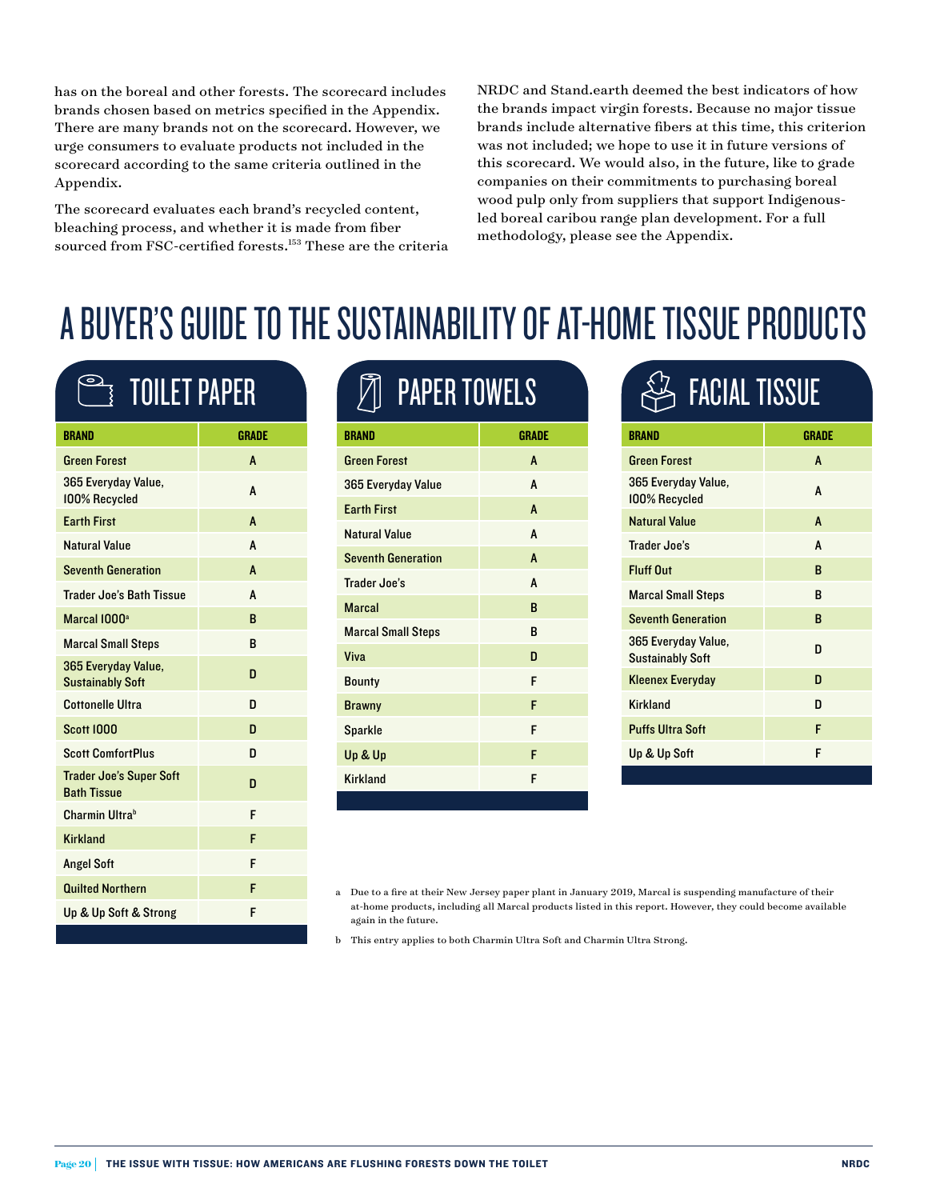has on the boreal and other forests. The scorecard includes brands chosen based on metrics specified in the Appendix. There are many brands not on the scorecard. However, we urge consumers to evaluate products not included in the scorecard according to the same criteria outlined in the Appendix.

The scorecard evaluates each brand's recycled content, bleaching process, and whether it is made from fiber sourced from FSC-certified forests.[153] These are the criteria NRDC and Stand.earth deemed the best indicators of how the brands impact virgin forests. Because no major tissue brands include alternative fibers at this time, this criterion was not included; we hope to use it in future versions of this scorecard. We would also, in the future, like to grade companies on their commitments to purchasing boreal wood pulp only from suppliers that support Indigenous-led boreal caribou range plan development. For a full methodology, please see the Appendix.

# A BUYER'S GUIDE TO THE SUSTAINABILITY OF AT-HOME TISSUE PRODUCTS

## TOILET PAPER

| BRAND | GRADE |
|---|---|
| Green Forest | A |
| 365 Everyday Value, 100% Recycled | A |
| Earth First | A |
| Natural Value | A |
| Seventh Generation | A |
| Trader Joe's Bath Tissue | A |
| Marcal 1000[a] | B |
| Marcal Small Steps | B |
| 365 Everyday Value, Sustainably Soft | D |
| Cottonelle Ultra | D |
| Scott 1000 | D |
| Scott ComfortPlus | D |
| Trader Joe's Super Soft Bath Tissue | D |
| Charmin Ultra[b] | F |
| Kirkland | F |
| Angel Soft | F |
| Quilted Northern | F |
| Up & Up Soft & Strong | F |

## PAPER TOWELS

| BRAND | GRADE |
|---|---|
| Green Forest | A |
| 365 Everyday Value | A |
| Earth First | A |
| Natural Value | A |
| Seventh Generation | A |
| Trader Joe's | A |
| Marcal | B |
| Marcal Small Steps | B |
| Viva | D |
| Bounty | F |
| Brawny | F |
| Sparkle | F |
| Up & Up | F |
| Kirkland | F |

## FACIAL TISSUE

| BRAND | GRADE |
|---|---|
| Green Forest | A |
| 365 Everyday Value, 100% Recycled | A |
| Natural Value | A |
| Trader Joe's | A |
| Fluff Out | B |
| Marcal Small Steps | B |
| Seventh Generation | B |
| 365 Everyday Value, Sustainably Soft | D |
| Kleenex Everyday | D |
| Kirkland | D |
| Puffs Ultra Soft | F |
| Up & Up Soft | F |

a Due to a fire at their New Jersey paper plant in January 2019, Marcal is suspending manufacture of their at-home products, including all Marcal products listed in this report. However, they could become available again in the future.

b This entry applies to both Charmin Ultra Soft and Charmin Ultra Strong.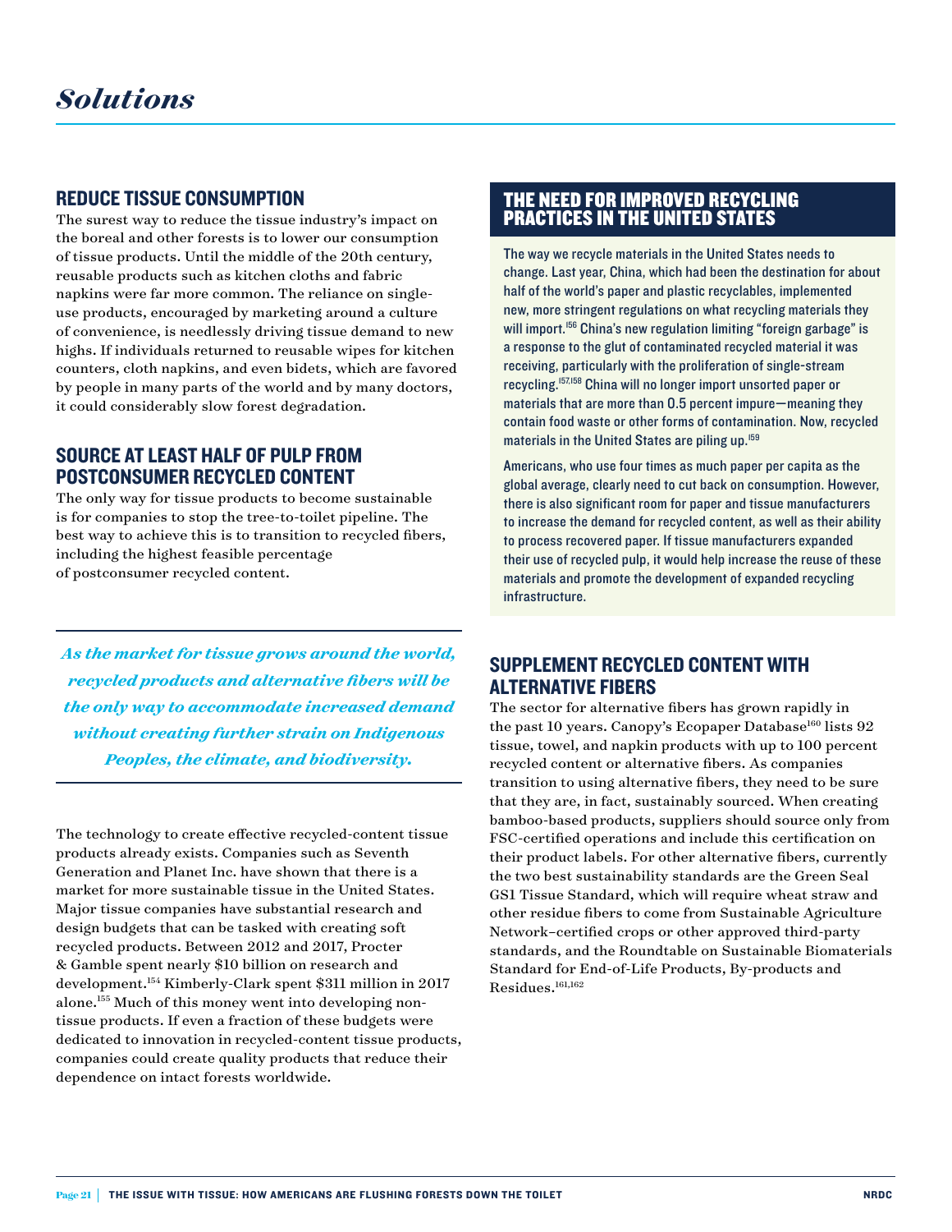# *Solutions*

## REDUCE TISSUE CONSUMPTION

The surest way to reduce the tissue industry's impact on the boreal and other forests is to lower our consumption of tissue products. Until the middle of the 20th century, reusable products such as kitchen cloths and fabric napkins were far more common. The reliance on single-use products, encouraged by marketing around a culture of convenience, is needlessly driving tissue demand to new highs. If individuals returned to reusable wipes for kitchen counters, cloth napkins, and even bidets, which are favored by people in many parts of the world and by many doctors, it could considerably slow forest degradation.

## SOURCE AT LEAST HALF OF PULP FROM POSTCONSUMER RECYCLED CONTENT

The only way for tissue products to become sustainable is for companies to stop the tree-to-toilet pipeline. The best way to achieve this is to transition to recycled fibers, including the highest feasible percentage of postconsumer recycled content.

> ***As the market for tissue grows around the world, recycled products and alternative fibers will be the only way to accommodate increased demand without creating further strain on Indigenous Peoples, the climate, and biodiversity.***

The technology to create effective recycled-content tissue products already exists. Companies such as Seventh Generation and Planet Inc. have shown that there is a market for more sustainable tissue in the United States. Major tissue companies have substantial research and design budgets that can be tasked with creating soft recycled products. Between 2012 and 2017, Procter & Gamble spent nearly $10 billion on research and development.[154] Kimberly-Clark spent $311 million in 2017 alone.[155] Much of this money went into developing non-tissue products. If even a fraction of these budgets were dedicated to innovation in recycled-content tissue products, companies could create quality products that reduce their dependence on intact forests worldwide.

## THE NEED FOR IMPROVED RECYCLING PRACTICES IN THE UNITED STATES

The way we recycle materials in the United States needs to change. Last year, China, which had been the destination for about half of the world's paper and plastic recyclables, implemented new, more stringent regulations on what recycling materials they will import.[156] China's new regulation limiting "foreign garbage" is a response to the glut of contaminated recycled material it was receiving, particularly with the proliferation of single-stream recycling.[157,158] China will no longer import unsorted paper or materials that are more than 0.5 percent impure—meaning they contain food waste or other forms of contamination. Now, recycled materials in the United States are piling up.[159]

Americans, who use four times as much paper per capita as the global average, clearly need to cut back on consumption. However, there is also significant room for paper and tissue manufacturers to increase the demand for recycled content, as well as their ability to process recovered paper. If tissue manufacturers expanded their use of recycled pulp, it would help increase the reuse of these materials and promote the development of expanded recycling infrastructure.

## SUPPLEMENT RECYCLED CONTENT WITH ALTERNATIVE FIBERS

The sector for alternative fibers has grown rapidly in the past 10 years. Canopy's Ecopaper Database[160] lists 92 tissue, towel, and napkin products with up to 100 percent recycled content or alternative fibers. As companies transition to using alternative fibers, they need to be sure that they are, in fact, sustainably sourced. When creating bamboo-based products, suppliers should source only from FSC-certified operations and include this certification on their product labels. For other alternative fibers, currently the two best sustainability standards are the Green Seal GS1 Tissue Standard, which will require wheat straw and other residue fibers to come from Sustainable Agriculture Network–certified crops or other approved third-party standards, and the Roundtable on Sustainable Biomaterials Standard for End-of-Life Products, By-products and Residues.[161,162]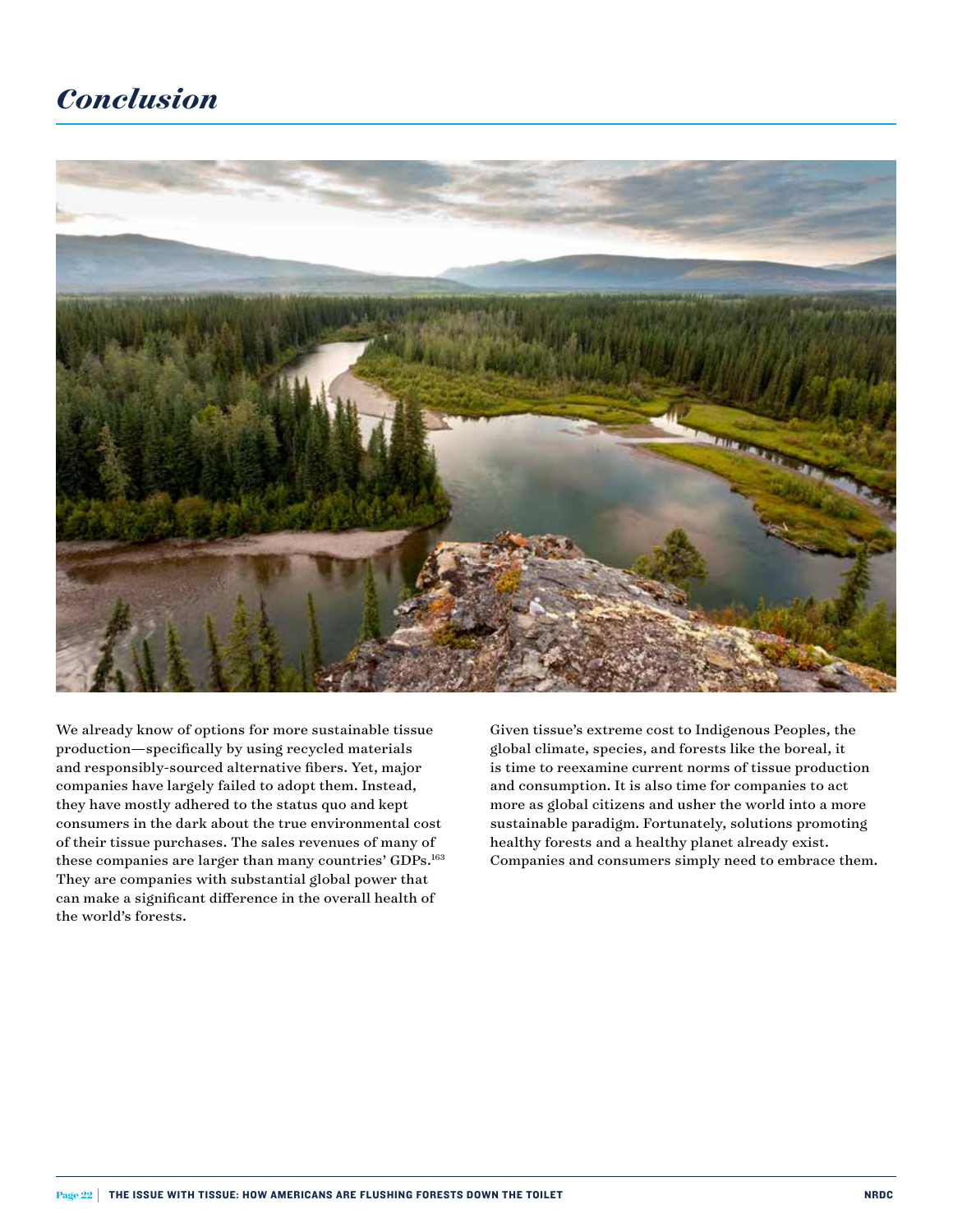# Conclusion

We already know of options for more sustainable tissue production—specifically by using recycled materials and responsibly-sourced alternative fibers. Yet, major companies have largely failed to adopt them. Instead, they have mostly adhered to the status quo and kept consumers in the dark about the true environmental cost of their tissue purchases. The sales revenues of many of these companies are larger than many countries' GDPs.[163] They are companies with substantial global power that can make a significant difference in the overall health of the world's forests.

Given tissue's extreme cost to Indigenous Peoples, the global climate, species, and forests like the boreal, it is time to reexamine current norms of tissue production and consumption. It is also time for companies to act more as global citizens and usher the world into a more sustainable paradigm. Fortunately, solutions promoting healthy forests and a healthy planet already exist. Companies and consumers simply need to embrace them.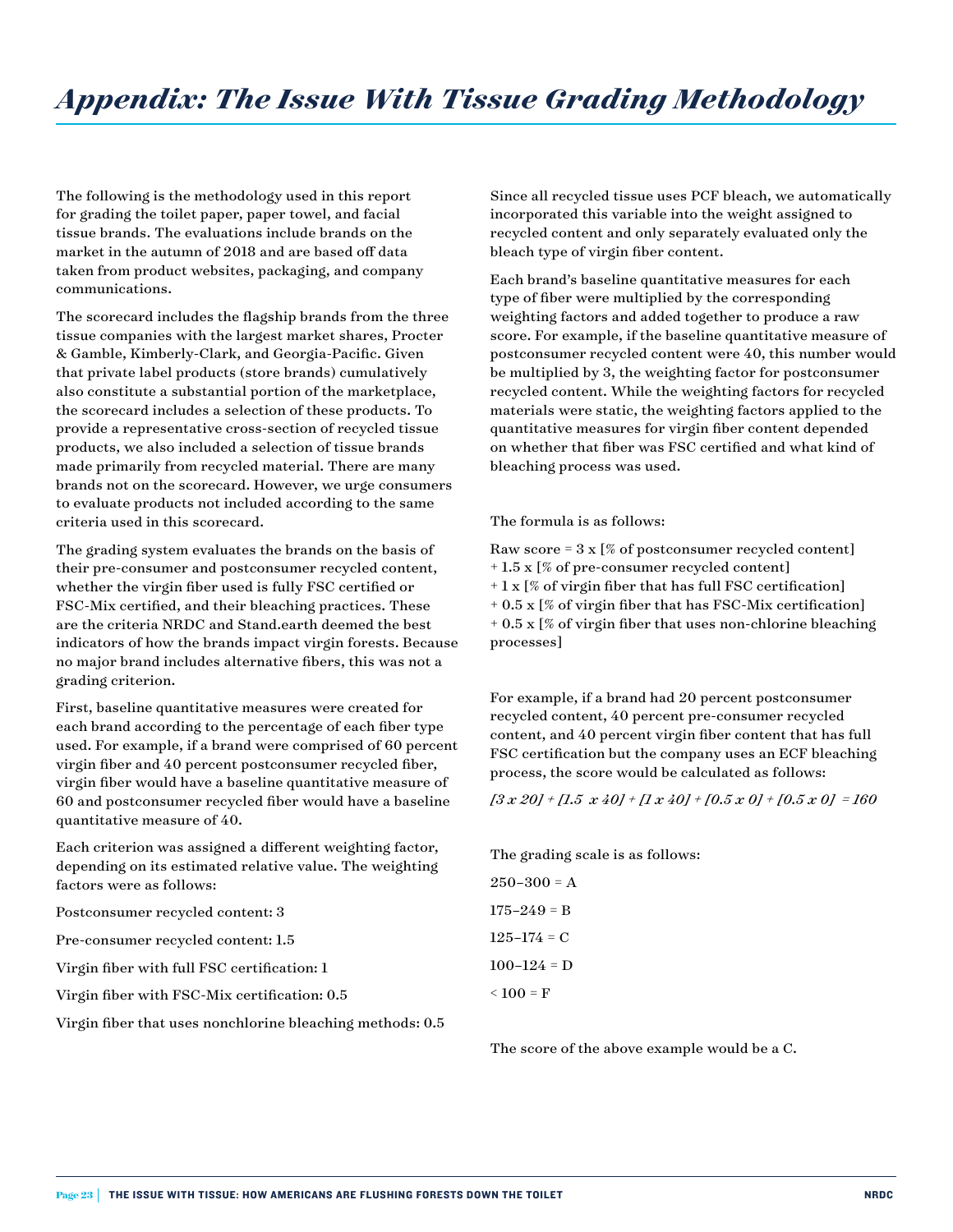# *Appendix: The Issue With Tissue Grading Methodology*

The following is the methodology used in this report for grading the toilet paper, paper towel, and facial tissue brands. The evaluations include brands on the market in the autumn of 2018 and are based off data taken from product websites, packaging, and company communications.

The scorecard includes the flagship brands from the three tissue companies with the largest market shares, Procter & Gamble, Kimberly-Clark, and Georgia-Pacific. Given that private label products (store brands) cumulatively also constitute a substantial portion of the marketplace, the scorecard includes a selection of these products. To provide a representative cross-section of recycled tissue products, we also included a selection of tissue brands made primarily from recycled material. There are many brands not on the scorecard. However, we urge consumers to evaluate products not included according to the same criteria used in this scorecard.

The grading system evaluates the brands on the basis of their pre-consumer and postconsumer recycled content, whether the virgin fiber used is fully FSC certified or FSC-Mix certified, and their bleaching practices. These are the criteria NRDC and Stand.earth deemed the best indicators of how the brands impact virgin forests. Because no major brand includes alternative fibers, this was not a grading criterion.

First, baseline quantitative measures were created for each brand according to the percentage of each fiber type used. For example, if a brand were comprised of 60 percent virgin fiber and 40 percent postconsumer recycled fiber, virgin fiber would have a baseline quantitative measure of 60 and postconsumer recycled fiber would have a baseline quantitative measure of 40.

Each criterion was assigned a different weighting factor, depending on its estimated relative value. The weighting factors were as follows:

Postconsumer recycled content: 3

Pre-consumer recycled content: 1.5

Virgin fiber with full FSC certification: 1

Virgin fiber with FSC-Mix certification: 0.5

Virgin fiber that uses nonchlorine bleaching methods: 0.5

Since all recycled tissue uses PCF bleach, we automatically incorporated this variable into the weight assigned to recycled content and only separately evaluated only the bleach type of virgin fiber content.

Each brand's baseline quantitative measures for each type of fiber were multiplied by the corresponding weighting factors and added together to produce a raw score. For example, if the baseline quantitative measure of postconsumer recycled content were 40, this number would be multiplied by 3, the weighting factor for postconsumer recycled content. While the weighting factors for recycled materials were static, the weighting factors applied to the quantitative measures for virgin fiber content depended on whether that fiber was FSC certified and what kind of bleaching process was used.

The formula is as follows:

Raw score = 3 x [% of postconsumer recycled content]
+ 1.5 x [% of pre-consumer recycled content]
+ 1 x [% of virgin fiber that has full FSC certification]
+ 0.5 x [% of virgin fiber that has FSC-Mix certification]
+ 0.5 x [% of virgin fiber that uses non-chlorine bleaching processes]

For example, if a brand had 20 percent postconsumer recycled content, 40 percent pre-consumer recycled content, and 40 percent virgin fiber content that has full FSC certification but the company uses an ECF bleaching process, the score would be calculated as follows:

*[3 x 20] + [1.5 x 40] + [1 x 40] + [0.5 x 0] + [0.5 x 0] = 160*

The grading scale is as follows:

250–300 = A

175–249 = B

125–174 = C

100–124 = D

< 100 = F

The score of the above example would be a C.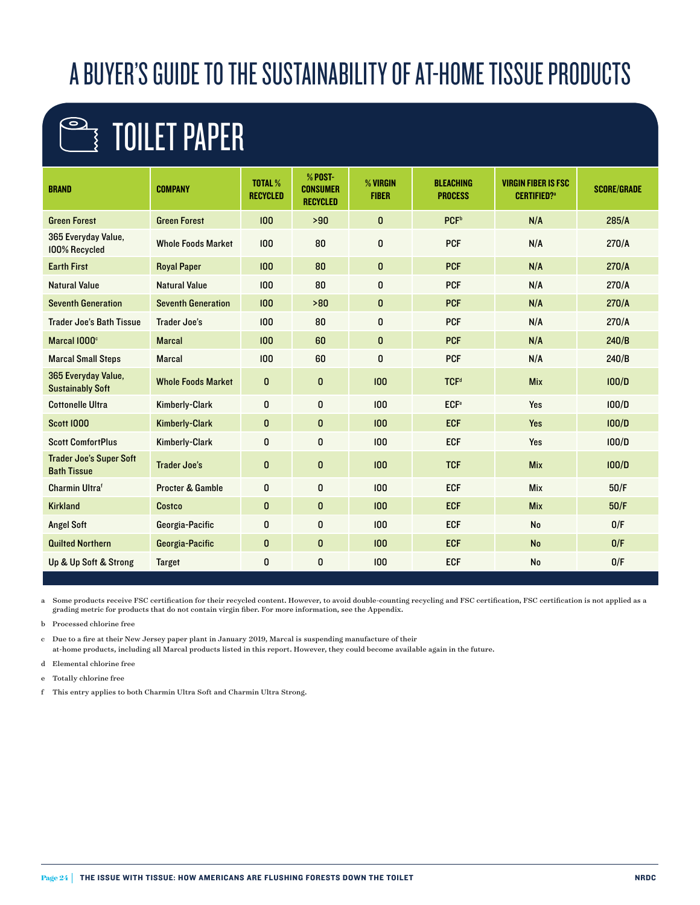# A BUYER'S GUIDE TO THE SUSTAINABILITY OF AT-HOME TISSUE PRODUCTS

## TOILET PAPER

| BRAND | COMPANY | TOTAL % RECYCLED | % POST-CONSUMER RECYCLED | % VIRGIN FIBER | BLEACHING PROCESS | VIRGIN FIBER IS FSC CERTIFIED?[a] | SCORE/GRADE |
|---|---|---|---|---|---|---|---|
| Green Forest | Green Forest | 100 | >90 | 0 | PCF[b] | N/A | 285/A |
| 365 Everyday Value, 100% Recycled | Whole Foods Market | 100 | 80 | 0 | PCF | N/A | 270/A |
| Earth First | Royal Paper | 100 | 80 | 0 | PCF | N/A | 270/A |
| Natural Value | Natural Value | 100 | 80 | 0 | PCF | N/A | 270/A |
| Seventh Generation | Seventh Generation | 100 | >80 | 0 | PCF | N/A | 270/A |
| Trader Joe's Bath Tissue | Trader Joe's | 100 | 80 | 0 | PCF | N/A | 270/A |
| Marcal 1000[c] | Marcal | 100 | 60 | 0 | PCF | N/A | 240/B |
| Marcal Small Steps | Marcal | 100 | 60 | 0 | PCF | N/A | 240/B |
| 365 Everyday Value, Sustainably Soft | Whole Foods Market | 0 | 0 | 100 | TCF[d] | Mix | 100/D |
| Cottonelle Ultra | Kimberly-Clark | 0 | 0 | 100 | ECF[e] | Yes | 100/D |
| Scott 1000 | Kimberly-Clark | 0 | 0 | 100 | ECF | Yes | 100/D |
| Scott ComfortPlus | Kimberly-Clark | 0 | 0 | 100 | ECF | Yes | 100/D |
| Trader Joe's Super Soft Bath Tissue | Trader Joe's | 0 | 0 | 100 | TCF | Mix | 100/D |
| Charmin Ultra[f] | Procter & Gamble | 0 | 0 | 100 | ECF | Mix | 50/F |
| Kirkland | Costco | 0 | 0 | 100 | ECF | Mix | 50/F |
| Angel Soft | Georgia-Pacific | 0 | 0 | 100 | ECF | No | 0/F |
| Quilted Northern | Georgia-Pacific | 0 | 0 | 100 | ECF | No | 0/F |
| Up & Up Soft & Strong | Target | 0 | 0 | 100 | ECF | No | 0/F |

a Some products receive FSC certification for their recycled content. However, to avoid double-counting recycling and FSC certification, FSC certification is not applied as a grading metric for products that do not contain virgin fiber. For more information, see the Appendix.

b Processed chlorine free

c Due to a fire at their New Jersey paper plant in January 2019, Marcal is suspending manufacture of their at-home products, including all Marcal products listed in this report. However, they could become available again in the future.

d Elemental chlorine free

e Totally chlorine free

f This entry applies to both Charmin Ultra Soft and Charmin Ultra Strong.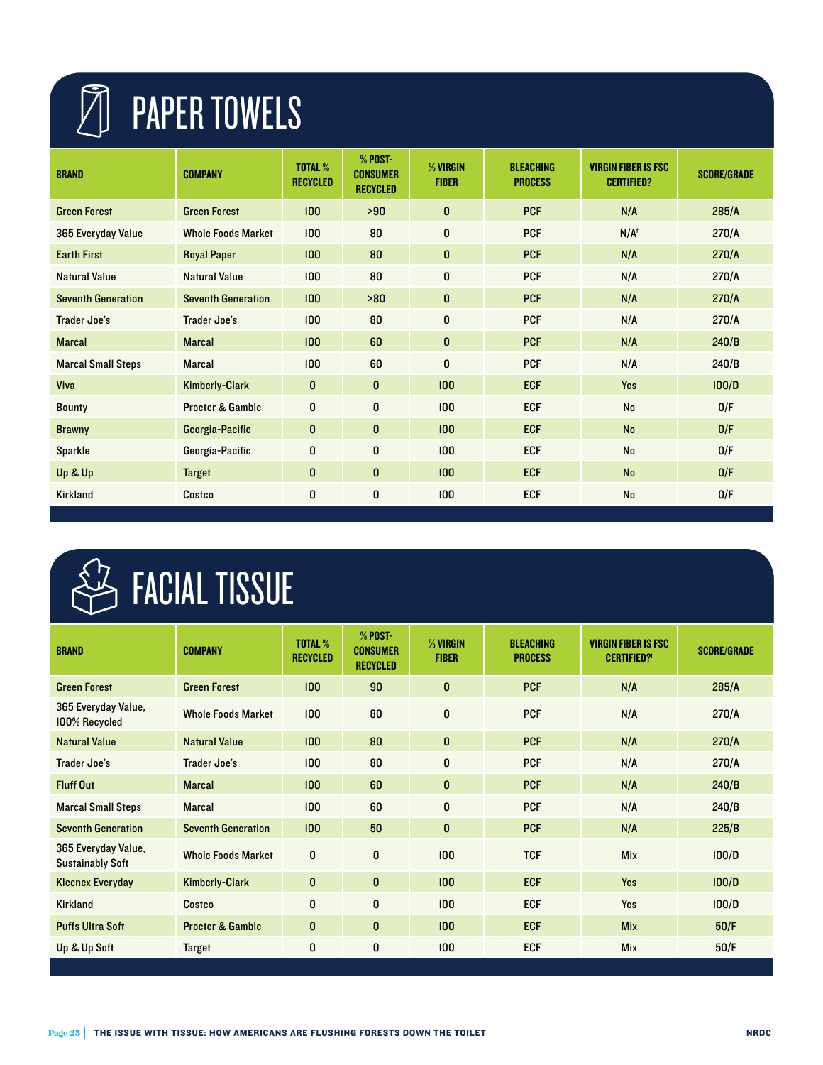# PAPER TOWELS

| BRAND | COMPANY | TOTAL % RECYCLED | % POST-CONSUMER RECYCLED | % VIRGIN FIBER | BLEACHING PROCESS | VIRGIN FIBER IS FSC CERTIFIED? | SCORE/GRADE |
|---|---|---|---|---|---|---|---|
| Green Forest | Green Forest | 100 | >90 | 0 | PCF | N/A | 285/A |
| 365 Everyday Value | Whole Foods Market | 100 | 80 | 0 | PCF | N/A[f] | 270/A |
| Earth First | Royal Paper | 100 | 80 | 0 | PCF | N/A | 270/A |
| Natural Value | Natural Value | 100 | 80 | 0 | PCF | N/A | 270/A |
| Seventh Generation | Seventh Generation | 100 | >80 | 0 | PCF | N/A | 270/A |
| Trader Joe's | Trader Joe's | 100 | 80 | 0 | PCF | N/A | 270/A |
| Marcal | Marcal | 100 | 60 | 0 | PCF | N/A | 240/B |
| Marcal Small Steps | Marcal | 100 | 60 | 0 | PCF | N/A | 240/B |
| Viva | Kimberly-Clark | 0 | 0 | 100 | ECF | Yes | 100/D |
| Bounty | Procter & Gamble | 0 | 0 | 100 | ECF | No | 0/F |
| Brawny | Georgia-Pacific | 0 | 0 | 100 | ECF | No | 0/F |
| Sparkle | Georgia-Pacific | 0 | 0 | 100 | ECF | No | 0/F |
| Up & Up | Target | 0 | 0 | 100 | ECF | No | 0/F |
| Kirkland | Costco | 0 | 0 | 100 | ECF | No | 0/F |

# FACIAL TISSUE

| BRAND | COMPANY | TOTAL % RECYCLED | % POST-CONSUMER RECYCLED | % VIRGIN FIBER | BLEACHING PROCESS | VIRGIN FIBER IS FSC CERTIFIED?[i] | SCORE/GRADE |
|---|---|---|---|---|---|---|---|
| Green Forest | Green Forest | 100 | 90 | 0 | PCF | N/A | 285/A |
| 365 Everyday Value, 100% Recycled | Whole Foods Market | 100 | 80 | 0 | PCF | N/A | 270/A |
| Natural Value | Natural Value | 100 | 80 | 0 | PCF | N/A | 270/A |
| Trader Joe's | Trader Joe's | 100 | 80 | 0 | PCF | N/A | 270/A |
| Fluff Out | Marcal | 100 | 60 | 0 | PCF | N/A | 240/B |
| Marcal Small Steps | Marcal | 100 | 60 | 0 | PCF | N/A | 240/B |
| Seventh Generation | Seventh Generation | 100 | 50 | 0 | PCF | N/A | 225/B |
| 365 Everyday Value, Sustainably Soft | Whole Foods Market | 0 | 0 | 100 | TCF | Mix | 100/D |
| Kleenex Everyday | Kimberly-Clark | 0 | 0 | 100 | ECF | Yes | 100/D |
| Kirkland | Costco | 0 | 0 | 100 | ECF | Yes | 100/D |
| Puffs Ultra Soft | Procter & Gamble | 0 | 0 | 100 | ECF | Mix | 50/F |
| Up & Up Soft | Target | 0 | 0 | 100 | ECF | Mix | 50/F |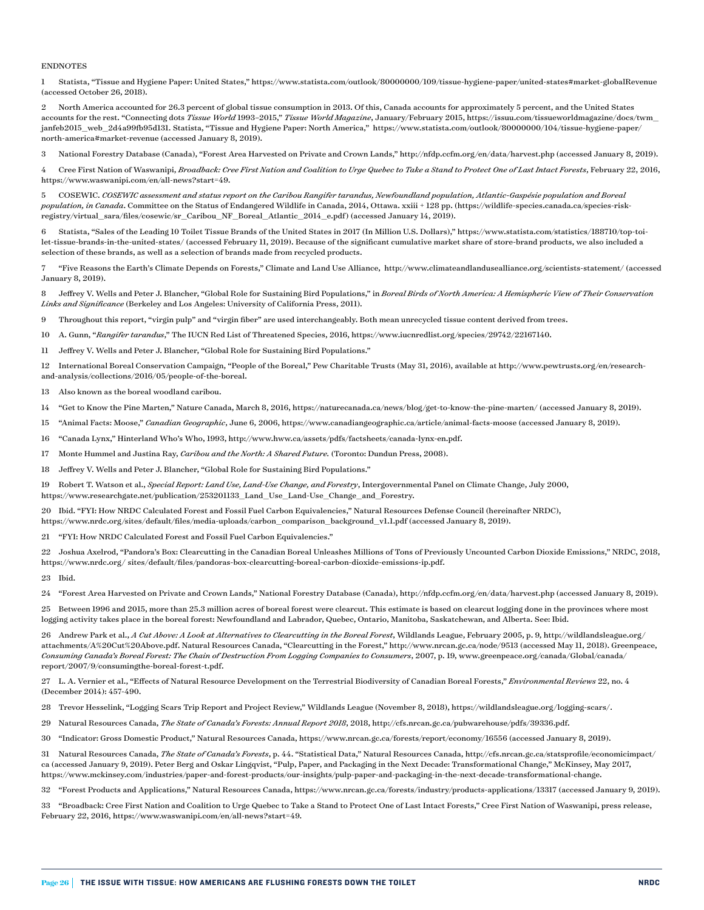ENDNOTES

1 Statista, "Tissue and Hygiene Paper: United States," https://www.statista.com/outlook/80000000/109/tissue-hygiene-paper/united-states#market-globalRevenue (accessed October 26, 2018).

2 North America accounted for 26.3 percent of global tissue consumption in 2013. Of this, Canada accounts for approximately 5 percent, and the United States accounts for the rest. "Connecting dots *Tissue World* 1993–2015," *Tissue World Magazine*, January/February 2015, https://issuu.com/tissueworldmagazine/docs/twm_janfeb2015_web_2d4a99fb95d131. Statista, "Tissue and Hygiene Paper: North America," https://www.statista.com/outlook/80000000/104/tissue-hygiene-paper/north-america#market-revenue (accessed January 8, 2019).

3 National Forestry Database (Canada), "Forest Area Harvested on Private and Crown Lands," http://nfdp.ccfm.org/en/data/harvest.php (accessed January 8, 2019).

4 Cree First Nation of Waswanipi, *Broadback: Cree First Nation and Coalition to Urge Quebec to Take a Stand to Protect One of Last Intact Forests*, February 22, 2016, https://www.waswanipi.com/en/all-news?start=49.

5 COSEWIC. *COSEWIC assessment and status report on the Caribou Rangifer tarandus, Newfoundland population, Atlantic-Gaspésie population and Boreal population, in Canada*. Committee on the Status of Endangered Wildlife in Canada, 2014, Ottawa. xxiii + 128 pp. (https://wildlife-species.canada.ca/species-risk-registry/virtual_sara/files/cosewic/sr_Caribou_NF_Boreal_Atlantic_2014_e.pdf) (accessed January 14, 2019).

6 Statista, "Sales of the Leading 10 Toilet Tissue Brands of the United States in 2017 (In Million U.S. Dollars)," https://www.statista.com/statistics/188710/top-toilet-tissue-brands-in-the-united-states/ (accessed February 11, 2019). Because of the significant cumulative market share of store-brand products, we also included a selection of these brands, as well as a selection of brands made from recycled products.

7 "Five Reasons the Earth's Climate Depends on Forests," Climate and Land Use Alliance, http://www.climateandlandusealliance.org/scientists-statement/ (accessed January 8, 2019).

8 Jeffrey V. Wells and Peter J. Blancher, "Global Role for Sustaining Bird Populations," in *Boreal Birds of North America: A Hemispheric View of Their Conservation Links and Significance* (Berkeley and Los Angeles: University of California Press, 2011).

9 Throughout this report, "virgin pulp" and "virgin fiber" are used interchangeably. Both mean unrecycled tissue content derived from trees.

10 A. Gunn, "*Rangifer tarandus*," The IUCN Red List of Threatened Species, 2016, https://www.iucnredlist.org/species/29742/22167140.

11 Jeffrey V. Wells and Peter J. Blancher, "Global Role for Sustaining Bird Populations."

12 International Boreal Conservation Campaign, "People of the Boreal," Pew Charitable Trusts (May 31, 2016), available at http://www.pewtrusts.org/en/research-and-analysis/collections/2016/05/people-of-the-boreal.

13 Also known as the boreal woodland caribou.

14 "Get to Know the Pine Marten," Nature Canada, March 8, 2016, https://naturecanada.ca/news/blog/get-to-know-the-pine-marten/ (accessed January 8, 2019).

15 "Animal Facts: Moose," *Canadian Geographic*, June 6, 2006, https://www.canadiangeographic.ca/article/animal-facts-moose (accessed January 8, 2019).

16 "Canada Lynx," Hinterland Who's Who, 1993, http://www.hww.ca/assets/pdfs/factsheets/canada-lynx-en.pdf.

17 Monte Hummel and Justina Ray, *Caribou and the North: A Shared Future.* (Toronto: Dundun Press, 2008).

18 Jeffrey V. Wells and Peter J. Blancher, "Global Role for Sustaining Bird Populations."

19 Robert T. Watson et al., *Special Report: Land Use, Land-Use Change, and Forestry*, Intergovernmental Panel on Climate Change, July 2000, https://www.researchgate.net/publication/253201133_Land_Use_Land-Use_Change_and_Forestry.

20 Ibid. "FYI: How NRDC Calculated Forest and Fossil Fuel Carbon Equivalencies," Natural Resources Defense Council (hereinafter NRDC), https://www.nrdc.org/sites/default/files/media-uploads/carbon_comparison_background_v1.1.pdf (accessed January 8, 2019).

21 "FYI: How NRDC Calculated Forest and Fossil Fuel Carbon Equivalencies."

22 Joshua Axelrod, "Pandora's Box: Clearcutting in the Canadian Boreal Unleashes Millions of Tons of Previously Uncounted Carbon Dioxide Emissions," NRDC, 2018, https://www.nrdc.org/ sites/default/files/pandoras-box-clearcutting-boreal-carbon-dioxide-emissions-ip.pdf.

23 Ibid.

24 "Forest Area Harvested on Private and Crown Lands," National Forestry Database (Canada), http://nfdp.ccfm.org/en/data/harvest.php (accessed January 8, 2019).

25 Between 1996 and 2015, more than 25.3 million acres of boreal forest were clearcut. This estimate is based on clearcut logging done in the provinces where most logging activity takes place in the boreal forest: Newfoundland and Labrador, Quebec, Ontario, Manitoba, Saskatchewan, and Alberta. See: Ibid.

26 Andrew Park et al., *A Cut Above: A Look at Alternatives to Clearcutting in the Boreal Forest*, Wildlands League, February 2005, p. 9, http://wildlandsleague.org/attachments/A%20Cut%20Above.pdf. Natural Resources Canada, "Clearcutting in the Forest," http://www.nrcan.gc.ca/node/9513 (accessed May 11, 2018). Greenpeace, *Consuming Canada's Boreal Forest: The Chain of Destruction From Logging Companies to Consumers*, 2007, p. 19, www.greenpeace.org/canada/Global/canada/report/2007/9/consumingthe-boreal-forest-t.pdf.

27 L. A. Vernier et al., "Effects of Natural Resource Development on the Terrestrial Biodiversity of Canadian Boreal Forests," *Environmental Reviews* 22, no. 4 (December 2014): 457-490.

28 Trevor Hesselink, "Logging Scars Trip Report and Project Review," Wildlands League (November 8, 2018), https://wildlandsleague.org/logging-scars/.

29 Natural Resources Canada, *The State of Canada's Forests: Annual Report 2018*, 2018, http://cfs.nrcan.gc.ca/pubwarehouse/pdfs/39336.pdf.

30 "Indicator: Gross Domestic Product," Natural Resources Canada, https://www.nrcan.gc.ca/forests/report/economy/16556 (accessed January 8, 2019).

31 Natural Resources Canada, *The State of Canada's Forests*, p. 44. "Statistical Data," Natural Resources Canada, http://cfs.nrcan.gc.ca/statsprofile/economicimpact/ca (accessed January 9, 2019). Peter Berg and Oskar Lingqvist, "Pulp, Paper, and Packaging in the Next Decade: Transformational Change," McKinsey, May 2017, https://www.mckinsey.com/industries/paper-and-forest-products/our-insights/pulp-paper-and-packaging-in-the-next-decade-transformational-change.

32 "Forest Products and Applications," Natural Resources Canada, https://www.nrcan.gc.ca/forests/industry/products-applications/13317 (accessed January 9, 2019).

33 "Broadback: Cree First Nation and Coalition to Urge Quebec to Take a Stand to Protect One of Last Intact Forests," Cree First Nation of Waswanipi, press release, February 22, 2016, https://www.waswanipi.com/en/all-news?start=49.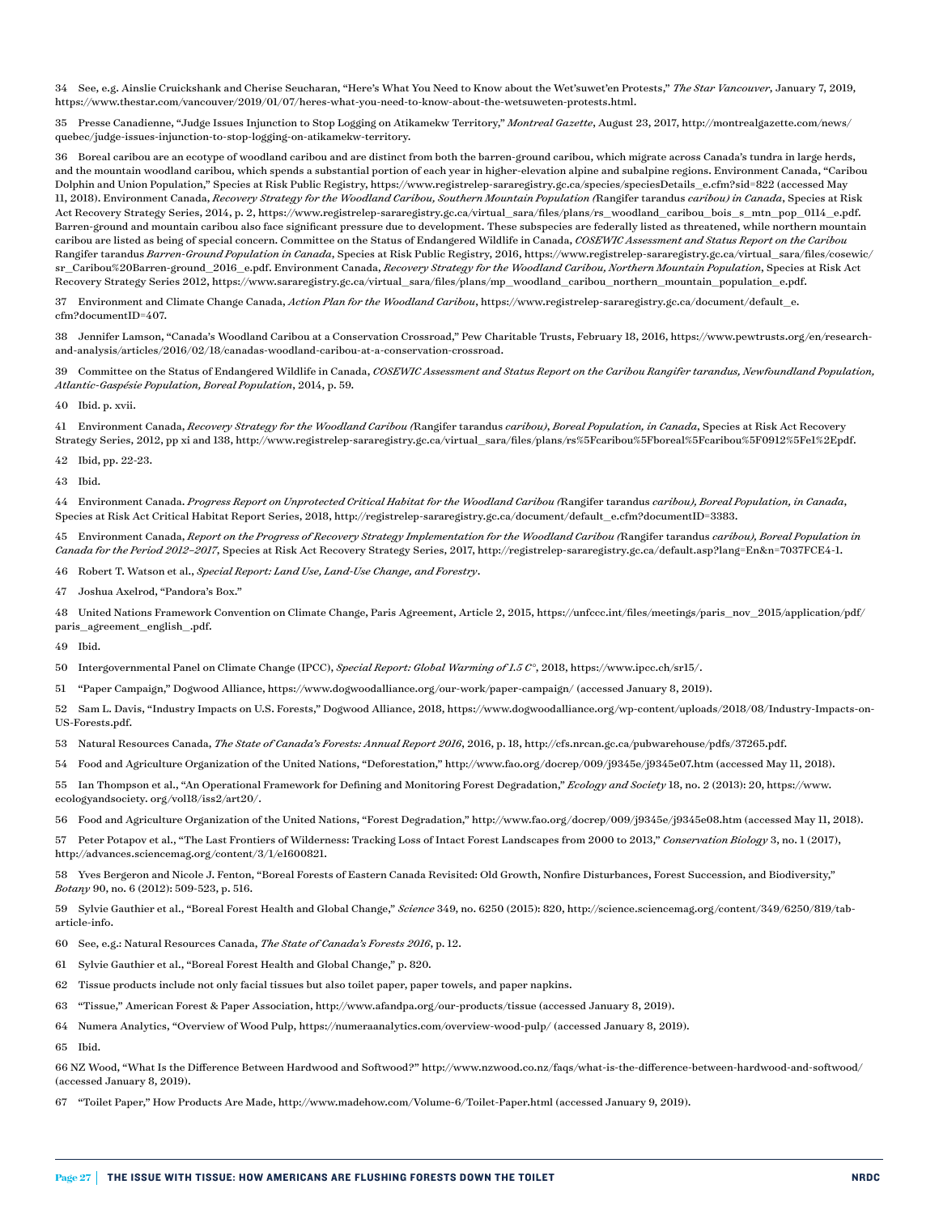34 See, e.g. Ainslie Cruickshank and Cherise Seucharan, "Here's What You Need to Know about the Wet'suwet'en Protests," *The Star Vancouver*, January 7, 2019, https://www.thestar.com/vancouver/2019/01/07/heres-what-you-need-to-know-about-the-wetsuweten-protests.html.

35 Presse Canadienne, "Judge Issues Injunction to Stop Logging on Atikamekw Territory," *Montreal Gazette*, August 23, 2017, http://montrealgazette.com/news/quebec/judge-issues-injunction-to-stop-logging-on-atikamekw-territory.

36 Boreal caribou are an ecotype of woodland caribou and are distinct from both the barren-ground caribou, which migrate across Canada's tundra in large herds, and the mountain woodland caribou, which spends a substantial portion of each year in higher-elevation alpine and subalpine regions. Environment Canada, "Caribou Dolphin and Union Population," Species at Risk Public Registry, https://www.registrelep-sararegistry.gc.ca/species/speciesDetails_e.cfm?sid=822 (accessed May 11, 2018). Environment Canada, *Recovery Strategy for the Woodland Caribou, Southern Mountain Population (*Rangifer tarandus *caribou) in Canada*, Species at Risk Act Recovery Strategy Series, 2014, p. 2, https://www.registrelep-sararegistry.gc.ca/virtual_sara/files/plans/rs_woodland_caribou_bois_s_mtn_pop_0114_e.pdf. Barren-ground and mountain caribou also face significant pressure due to development. These subspecies are federally listed as threatened, while northern mountain caribou are listed as being of special concern. Committee on the Status of Endangered Wildlife in Canada, *COSEWIC Assessment and Status Report on the Caribou* Rangifer tarandus *Barren-Ground Population in Canada*, Species at Risk Public Registry, 2016, https://www.registrelep-sararegistry.gc.ca/virtual_sara/files/cosewic/sr_Caribou%20Barren-ground_2016_e.pdf. Environment Canada, *Recovery Strategy for the Woodland Caribou, Northern Mountain Population*, Species at Risk Act Recovery Strategy Series 2012, https://www.sararegistry.gc.ca/virtual_sara/files/plans/mp_woodland_caribou_northern_mountain_population_e.pdf.

37 Environment and Climate Change Canada, *Action Plan for the Woodland Caribou*, https://www.registrelep-sararegistry.gc.ca/document/default_e.cfm?documentID=407.

38 Jennifer Lamson, "Canada's Woodland Caribou at a Conservation Crossroad," Pew Charitable Trusts, February 18, 2016, https://www.pewtrusts.org/en/research-and-analysis/articles/2016/02/18/canadas-woodland-caribou-at-a-conservation-crossroad.

39 Committee on the Status of Endangered Wildlife in Canada, *COSEWIC Assessment and Status Report on the Caribou Rangifer tarandus, Newfoundland Population, Atlantic-Gaspésie Population, Boreal Population*, 2014, p. 59.

40 Ibid. p. xvii.

41 Environment Canada, *Recovery Strategy for the Woodland Caribou (*Rangifer tarandus *caribou), Boreal Population, in Canada*, Species at Risk Act Recovery Strategy Series, 2012, pp xi and 138, http://www.registrelep-sararegistry.gc.ca/virtual_sara/files/plans/rs%5Fcaribou%5Fboreal%5Fcaribou%5F0912%5Fe1%2Epdf.

42 Ibid, pp. 22-23.

43 Ibid.

44 Environment Canada. *Progress Report on Unprotected Critical Habitat for the Woodland Caribou (*Rangifer tarandus *caribou), Boreal Population, in Canada*, Species at Risk Act Critical Habitat Report Series, 2018, http://registrelep-sararegistry.gc.ca/document/default_e.cfm?documentID=3383.

45 Environment Canada, *Report on the Progress of Recovery Strategy Implementation for the Woodland Caribou (*Rangifer tarandus *caribou), Boreal Population in Canada for the Period 2012–2017*, Species at Risk Act Recovery Strategy Series, 2017, http://registrelep-sararegistry.gc.ca/default.asp?lang=En&n=7037FCE4-1.

46 Robert T. Watson et al., *Special Report: Land Use, Land-Use Change, and Forestry*.

47 Joshua Axelrod, "Pandora's Box."

48 United Nations Framework Convention on Climate Change, Paris Agreement, Article 2, 2015, https://unfccc.int/files/meetings/paris_nov_2015/application/pdf/paris_agreement_english_.pdf.

49 Ibid.

50 Intergovernmental Panel on Climate Change (IPCC), *Special Report: Global Warming of 1.5 C°*, 2018, https://www.ipcc.ch/sr15/.

51 "Paper Campaign," Dogwood Alliance, https://www.dogwoodalliance.org/our-work/paper-campaign/ (accessed January 8, 2019).

52 Sam L. Davis, "Industry Impacts on U.S. Forests," Dogwood Alliance, 2018, https://www.dogwoodalliance.org/wp-content/uploads/2018/08/Industry-Impacts-on-US-Forests.pdf.

53 Natural Resources Canada, *The State of Canada's Forests: Annual Report 2016*, 2016, p. 18, http://cfs.nrcan.gc.ca/pubwarehouse/pdfs/37265.pdf.

54 Food and Agriculture Organization of the United Nations, "Deforestation," http://www.fao.org/docrep/009/j9345e/j9345e07.htm (accessed May 11, 2018).

55 Ian Thompson et al., "An Operational Framework for Defining and Monitoring Forest Degradation," *Ecology and Society* 18, no. 2 (2013): 20, https://www.ecologyandsociety. org/vol18/iss2/art20/.

56 Food and Agriculture Organization of the United Nations, "Forest Degradation," http://www.fao.org/docrep/009/j9345e/j9345e08.htm (accessed May 11, 2018).

57 Peter Potapov et al., "The Last Frontiers of Wilderness: Tracking Loss of Intact Forest Landscapes from 2000 to 2013," *Conservation Biology* 3, no. 1 (2017), http://advances.sciencemag.org/content/3/1/e1600821.

58 Yves Bergeron and Nicole J. Fenton, "Boreal Forests of Eastern Canada Revisited: Old Growth, Nonfire Disturbances, Forest Succession, and Biodiversity," *Botany* 90, no. 6 (2012): 509-523, p. 516.

59 Sylvie Gauthier et al., "Boreal Forest Health and Global Change," *Science* 349, no. 6250 (2015): 820, http://science.sciencemag.org/content/349/6250/819/tab-article-info.

60 See, e.g.: Natural Resources Canada, *The State of Canada's Forests 2016*, p. 12.

61 Sylvie Gauthier et al., "Boreal Forest Health and Global Change," p. 820.

62 Tissue products include not only facial tissues but also toilet paper, paper towels, and paper napkins.

63 "Tissue," American Forest & Paper Association, http://www.afandpa.org/our-products/tissue (accessed January 8, 2019).

64 Numera Analytics, "Overview of Wood Pulp, https://numeraanalytics.com/overview-wood-pulp/ (accessed January 8, 2019).

65 Ibid.

66 NZ Wood, "What Is the Difference Between Hardwood and Softwood?" http://www.nzwood.co.nz/faqs/what-is-the-difference-between-hardwood-and-softwood/ (accessed January 8, 2019).

67 "Toilet Paper," How Products Are Made, http://www.madehow.com/Volume-6/Toilet-Paper.html (accessed January 9, 2019).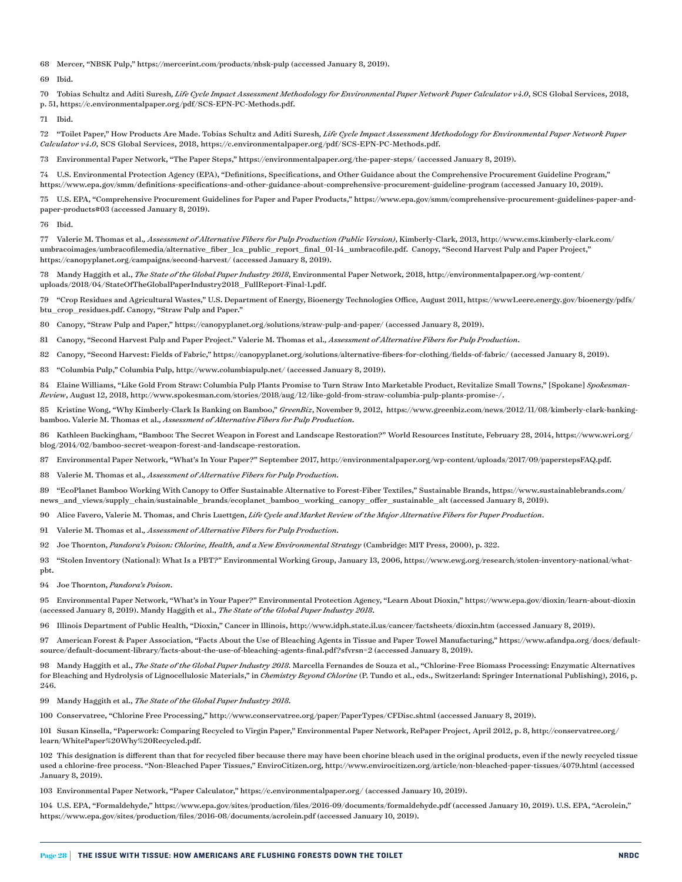68 Mercer, "NBSK Pulp," https://mercerint.com/products/nbsk-pulp (accessed January 8, 2019).

69 Ibid.

70 Tobias Schultz and Aditi Suresh, *Life Cycle Impact Assessment Methodology for Environmental Paper Network Paper Calculator v4.0*, SCS Global Services, 2018, p. 51, https://c.environmentalpaper.org/pdf/SCS-EPN-PC-Methods.pdf.

71 Ibid.

72 "Toilet Paper," How Products Are Made. Tobias Schultz and Aditi Suresh, *Life Cycle Impact Assessment Methodology for Environmental Paper Network Paper Calculator v4.0*, SCS Global Services, 2018, https://c.environmentalpaper.org/pdf/SCS-EPN-PC-Methods.pdf.

73 Environmental Paper Network, "The Paper Steps," https://environmentalpaper.org/the-paper-steps/ (accessed January 8, 2019).

74 U.S. Environmental Protection Agency (EPA), "Definitions, Specifications, and Other Guidance about the Comprehensive Procurement Guideline Program," https://www.epa.gov/smm/definitions-specifications-and-other-guidance-about-comprehensive-procurement-guideline-program (accessed January 10, 2019).

75 U.S. EPA, "Comprehensive Procurement Guidelines for Paper and Paper Products," https://www.epa.gov/smm/comprehensive-procurement-guidelines-paper-and-paper-products#03 (accessed January 8, 2019).

76 Ibid.

77 Valerie M. Thomas et al., *Assessment of Alternative Fibers for Pulp Production (Public Version)*, Kimberly-Clark, 2013, http://www.cms.kimberly-clark.com/umbracoimages/umbracofilemedia/alternative_fiber_lca_public_report_final_01-14_umbracofile.pdf. Canopy, "Second Harvest Pulp and Paper Project," https://canopyplanet.org/campaigns/second-harvest/ (accessed January 8, 2019).

78 Mandy Haggith et al., *The State of the Global Paper Industry 2018*, Environmental Paper Network, 2018, http://environmentalpaper.org/wp-content/uploads/2018/04/StateOfTheGlobalPaperIndustry2018_FullReport-Final-1.pdf.

79 "Crop Residues and Agricultural Wastes," U.S. Department of Energy, Bioenergy Technologies Office, August 2011, https://www1.eere.energy.gov/bioenergy/pdfs/btu_crop_residues.pdf. Canopy, "Straw Pulp and Paper."

80 Canopy, "Straw Pulp and Paper," https://canopyplanet.org/solutions/straw-pulp-and-paper/ (accessed January 8, 2019).

81 Canopy, "Second Harvest Pulp and Paper Project." Valerie M. Thomas et al., *Assessment of Alternative Fibers for Pulp Production*.

82 Canopy, "Second Harvest: Fields of Fabric," https://canopyplanet.org/solutions/alternative-fibers-for-clothing/fields-of-fabric/ (accessed January 8, 2019).

83 "Columbia Pulp," Columbia Pulp, http://www.columbiapulp.net/ (accessed January 8, 2019).

84 Elaine Williams, "Like Gold From Straw: Columbia Pulp Plants Promise to Turn Straw Into Marketable Product, Revitalize Small Towns," [Spokane] *Spokesman-Review*, August 12, 2018, http://www.spokesman.com/stories/2018/aug/12/like-gold-from-straw-columbia-pulp-plants-promise-/.

85 Kristine Wong, "Why Kimberly-Clark Is Banking on Bamboo," *GreenBiz*, November 9, 2012, https://www.greenbiz.com/news/2012/11/08/kimberly-clark-banking-bamboo. Valerie M. Thomas et al., *Assessment of Alternative Fibers for Pulp Production*.

86 Kathleen Buckingham, "Bamboo: The Secret Weapon in Forest and Landscape Restoration?" World Resources Institute, February 28, 2014, https://www.wri.org/blog/2014/02/bamboo-secret-weapon-forest-and-landscape-restoration.

87 Environmental Paper Network, "What's In Your Paper?" September 2017, http://environmentalpaper.org/wp-content/uploads/2017/09/paperstepsFAQ.pdf.

88 Valerie M. Thomas et al., *Assessment of Alternative Fibers for Pulp Production*.

89 "EcoPlanet Bamboo Working With Canopy to Offer Sustainable Alternative to Forest-Fiber Textiles," Sustainable Brands, https://www.sustainablebrands.com/news_and_views/supply_chain/sustainable_brands/ecoplanet_bamboo_working_canopy_offer_sustainable_alt (accessed January 8, 2019).

90 Alice Favero, Valerie M. Thomas, and Chris Luettgen, *Life Cycle and Market Review of the Major Alternative Fibers for Paper Production*.

91 Valerie M. Thomas et al., *Assessment of Alternative Fibers for Pulp Production*.

92 Joe Thornton, *Pandora's Poison: Chlorine, Health, and a New Environmental Strategy* (Cambridge: MIT Press, 2000), p. 322.

93 "Stolen Inventory (National): What Is a PBT?" Environmental Working Group, January 13, 2006, https://www.ewg.org/research/stolen-inventory-national/what-pbt.

94 Joe Thornton, *Pandora's Poison*.

95 Environmental Paper Network, "What's in Your Paper?" Environmental Protection Agency, "Learn About Dioxin," https://www.epa.gov/dioxin/learn-about-dioxin (accessed January 8, 2019). Mandy Haggith et al., *The State of the Global Paper Industry 2018*.

96 Illinois Department of Public Health, "Dioxin," Cancer in Illinois, http://www.idph.state.il.us/cancer/factsheets/dioxin.htm (accessed January 8, 2019).

97 American Forest & Paper Association, "Facts About the Use of Bleaching Agents in Tissue and Paper Towel Manufacturing," https://www.afandpa.org/docs/default-source/default-document-library/facts-about-the-use-of-bleaching-agents-final.pdf?sfvrsn=2 (accessed January 8, 2019).

98 Mandy Haggith et al., *The State of the Global Paper Industry 2018*. Marcella Fernandes de Souza et al., "Chlorine-Free Biomass Processing: Enzymatic Alternatives for Bleaching and Hydrolysis of Lignocellulosic Materials," in *Chemistry Beyond Chlorine* (P. Tundo et al., eds., Switzerland: Springer International Publishing), 2016, p. 246.

99 Mandy Haggith et al., *The State of the Global Paper Industry 2018*.

100 Conservatree, "Chlorine Free Processing," http://www.conservatree.org/paper/PaperTypes/CFDisc.shtml (accessed January 8, 2019).

101 Susan Kinsella, "Paperwork: Comparing Recycled to Virgin Paper," Environmental Paper Network, RePaper Project, April 2012, p. 8, http://conservatree.org/learn/WhitePaper%20Why%20Recycled.pdf.

102 This designation is different than that for recycled fiber because there may have been chorine bleach used in the original products, even if the newly recycled tissue used a chlorine-free process. "Non-Bleached Paper Tissues," EnviroCitizen.org, http://www.envirocitizen.org/article/non-bleached-paper-tissues/4079.html (accessed January 8, 2019).

103 Environmental Paper Network, "Paper Calculator," https://c.environmentalpaper.org/ (accessed January 10, 2019).

104 U.S. EPA, "Formaldehyde," https://www.epa.gov/sites/production/files/2016-09/documents/formaldehyde.pdf (accessed January 10, 2019). U.S. EPA, "Acrolein," https://www.epa.gov/sites/production/files/2016-08/documents/acrolein.pdf (accessed January 10, 2019).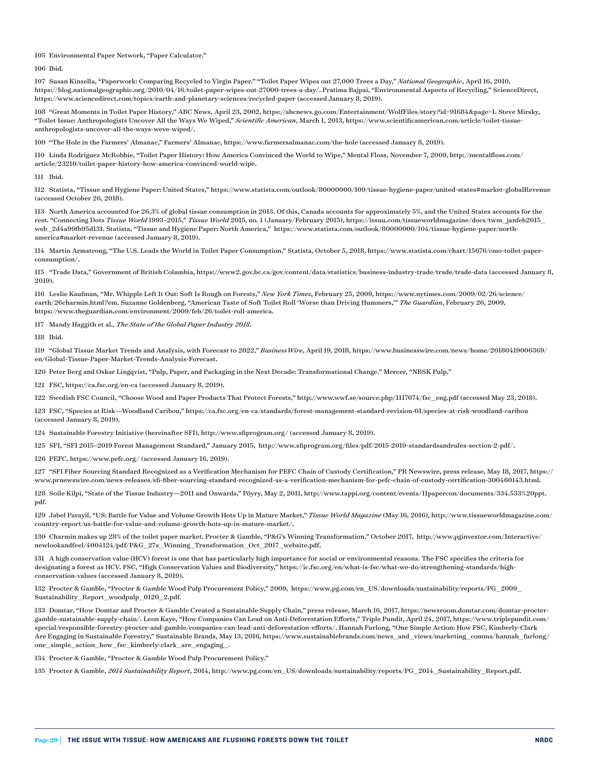105 Environmental Paper Network, "Paper Calculator."

106 Ibid.

107 Susan Kinsella, "Paperwork: Comparing Recycled to Virgin Paper." "Toilet Paper Wipes out 27,000 Trees a Day," *National Geographic*, April 16, 2010, https://blog.nationalgeographic.org/2010/04/16/toilet-paper-wipes-out-27000-trees-a-day/. Pratima Bajpai, "Environmental Aspects of Recycling," ScienceDirect, https://www.sciencedirect.com/topics/earth-and-planetary-sciences/recycled-paper (accessed January 8, 2019).

108 "Great Moments in Toilet Paper History," ABC News, April 23, 2002, https://abcnews.go.com/Entertainment/WolfFiles/story?id=91684&page=1. Steve Mirsky, "Toilet Issue: Anthropologists Uncover All the Ways We Wiped," *Scientific American*, March 1, 2013, https://www.scientificamerican.com/article/toilet-tissue-anthropologists-uncover-all-the-ways-weve-wiped/.

109 "The Hole in the Farmers' Almanac," Farmers' Almanac, https://www.farmersalmanac.com/the-hole (accessed January 8, 2019).

110 Linda Rodriguez McRobbie, "Toilet Paper History: How America Convinced the World to Wipe," Mental Floss, November 7, 2009, http://mentalfloss.com/article/23210/toilet-paper-history-how-america-convinced-world-wipe.

111 Ibid.

112 Statista, "Tissue and Hygiene Paper: United States," https://www.statista.com/outlook/80000000/109/tissue-hygiene-paper/united-states#market-globalRevenue (accessed October 26, 2018).

113 North America accounted for 26.3% of global tissue consumption in 2013. Of this, Canada accounts for approximately 5%, and the United States accounts for the rest. "Connecting Dots *Tissue World* 1993–2015," *Tissue World* 2015, no. 1 (January/February 2015), https://issuu.com/tissueworldmagazine/docs/twm_janfeb2015_web_2d4a99fb95d131. Statista, "Tissue and Hygiene Paper: North America," https://www.statista.com/outlook/80000000/104/tissue-hygiene-paper/north-america#market-revenue (accessed January 8, 2019).

114 Martin Armstrong, "The U.S. Leads the World in Toilet Paper Consumption," Statista, October 5, 2018, https://www.statista.com/chart/15676/cmo-toilet-paper-consumption/.

115 "Trade Data," Government of British Columbia, https://www2.gov.bc.ca/gov/content/data/statistics/business-industry-trade/trade/trade-data (accessed January 8, 2019).

116 Leslie Kaufman, "Mr. Whipple Left It Out: Soft Is Rough on Forests," *New York Times*, February 25, 2009, https://www.nytimes.com/2009/02/26/science/earth/26charmin.html?em. Suzanne Goldenberg, "American Taste of Soft Toilet Roll 'Worse than Driving Hummers,'" *The Guardian*, February 26, 2009, https://www.theguardian.com/environment/2009/feb/26/toilet-roll-america.

117 Mandy Haggith et al., *The State of the Global Paper Industry 2018*.

118 Ibid.

119 "Global Tissue Market Trends and Analysis, with Forecast to 2022," *BusinessWire*, April 19, 2018, https://www.businesswire.com/news/home/20180419006369/en/Global-Tissue-Paper-Market-Trends-Analysis-Forecast.

120 Peter Berg and Oskar Lingqvist, "Pulp, Paper, and Packaging in the Next Decade: Transformational Change." Mercer, "NBSK Pulp."

121 FSC, https://ca.fsc.org/en-ca (accessed January 8, 2019).

122 Swedish FSC Council, "Choose Wood and Paper Products That Protect Forests," http://www.wwf.se/source.php/1117074/fsc_eng.pdf (accessed May 23, 2018).

123 FSC, "Species at Risk—Woodland Caribou," https://ca.fsc.org/en-ca/standards/forest-management-standard-revision-01/species-at-risk-woodland-caribou (accessed January 8, 2019).

124 Sustainable Forestry Initiative (hereinafter SFI), http://www.sfiprogram.org/ (accessed January 8, 2019).

125 SFI, "SFI 2015–2019 Forest Management Standard," January 2015, http://www.sfiprogram.org/files/pdf/2015-2019-standardsandrules-section-2-pdf/.

126 PEFC, https://www.pefc.org/ (accessed January 16, 2019).

127 "SFI Fiber Sourcing Standard Recognized as a Verification Mechanism for PEFC Chain of Custody Certification," PR Newswire, press release, May 18, 2017, https://www.prnewswire.com/news-releases/sfi-fiber-sourcing-standard-recognized-as-a-verification-mechanism-for-pefc-chain-of-custody-certification-300460143.html.

128 Soile Kilpi, "State of the Tissue Industry—2011 and Onwards," Pöyry, May 2, 2011, http://www.tappi.org/content/events/11papercon/documents/334.533%20ppt.pdf.

129 Jabel Parayil, "US: Battle for Value and Volume Growth Hots Up in Mature Market," *Tissue World Magazine* (May 16, 2016), http://www.tissueworldmagazine.com/country-report/us-battle-for-value-and-volume-growth-hots-up-in-mature-market/.

130 Charmin makes up 28% of the toilet paper market. Procter & Gamble, "P&G's Winning Transformation," October 2017, http://www.pginvestor.com/Interactive/newlookandfeel/4004124/pdf/P&G_27s_Winning_Transformation_Oct_2017_website.pdf.

131 A high conservation value (HCV) forest is one that has particularly high importance for social or environmental reasons. The FSC specifies the criteria for designating a forest as HCV. FSC, "High Conservation Values and Biodiversity," https://ic.fsc.org/en/what-is-fsc/what-we-do/strengthening-standards/high-conservation-values (accessed January 8, 2019).

132 Procter & Gamble, "Procter & Gamble Wood Pulp Procurement Policy," 2009, https://www.pg.com/en_US/downloads/sustainability/reports/PG_2009_Sustainability_Report_woodpulp_0120_2.pdf.

133 Domtar, "How Domtar and Procter & Gamble Created a Sustainable Supply Chain," press release, March 16, 2017, https://newsroom.domtar.com/domtar-procter-gamble-sustainable-supply-chain/. Leon Kaye, "How Companies Can Lead on Anti-Deforestation Efforts," Triple Pundit, April 24, 2017, https://www.triplepundit.com/special/responsible-forestry-procter-and-gamble/companies-can-lead-anti-deforestation-efforts/. Hannah Furlong, "One Simple Action: How FSC, Kimberly-Clark Are Engaging in Sustainable Forestry," Sustainable Brands, May 13, 2016, https://www.sustainablebrands.com/news_and_views/marketing_comms/hannah_furlong/one_simple_action_how_fsc_kimberly-clark_are_engaging_.

134 Procter & Gamble, "Procter & Gamble Wood Pulp Procurement Policy."

135 Procter & Gamble, *2014 Sustainability Report*, 2014, http://www.pg.com/en_US/downloads/sustainability/reports/PG_2014_Sustainability_Report.pdf.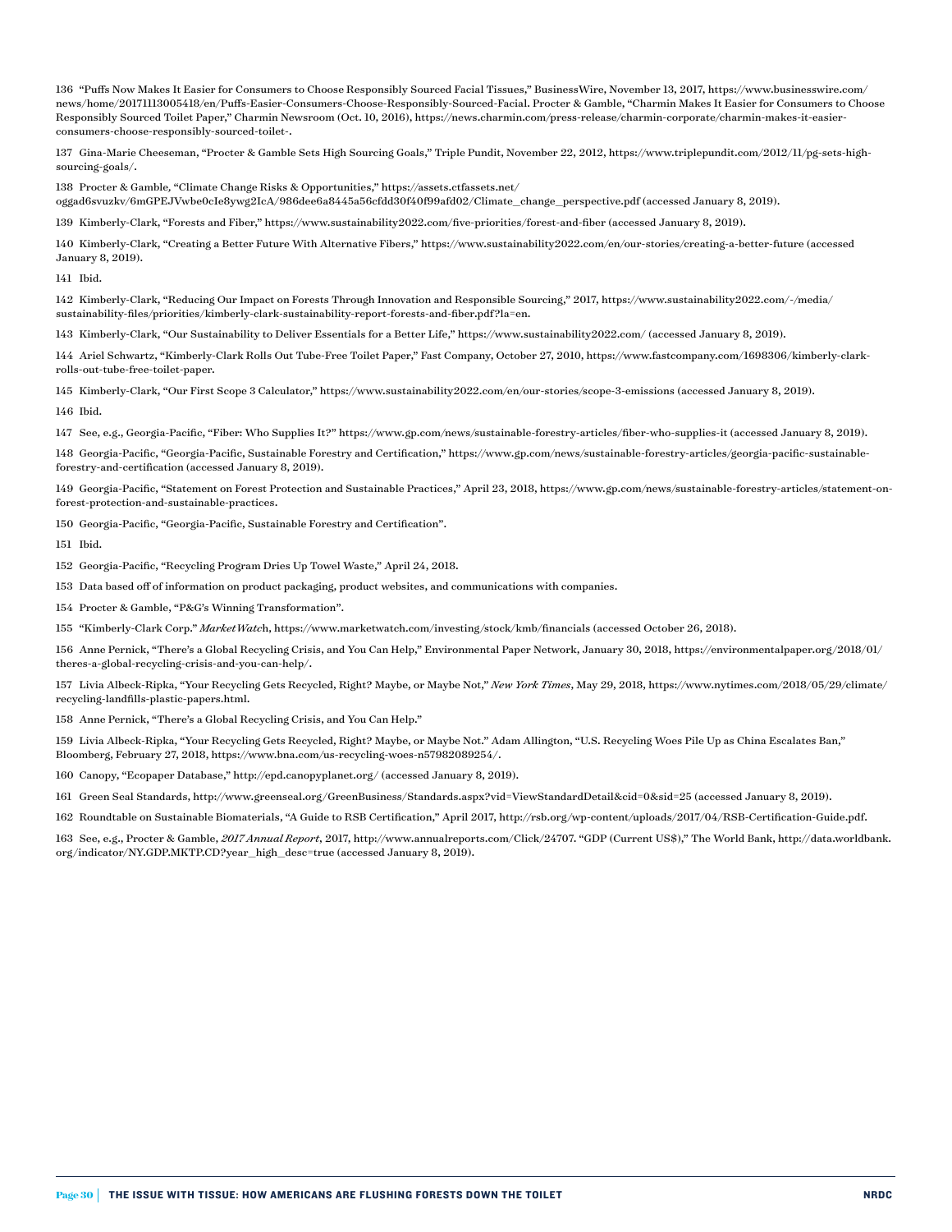136 "Puffs Now Makes It Easier for Consumers to Choose Responsibly Sourced Facial Tissues," BusinessWire, November 13, 2017, https://www.businesswire.com/news/home/20171113005418/en/Puffs-Easier-Consumers-Choose-Responsibly-Sourced-Facial. Procter & Gamble, "Charmin Makes It Easier for Consumers to Choose Responsibly Sourced Toilet Paper," Charmin Newsroom (Oct. 10, 2016), https://news.charmin.com/press-release/charmin-corporate/charmin-makes-it-easier-consumers-choose-responsibly-sourced-toilet-.

137 Gina-Marie Cheeseman, "Procter & Gamble Sets High Sourcing Goals," Triple Pundit, November 22, 2012, https://www.triplepundit.com/2012/11/pg-sets-high-sourcing-goals/.

138 Procter & Gamble, "Climate Change Risks & Opportunities," https://assets.ctfassets.net/oggad6svuzkv/6mGPEJVwbe0cIe8ywg2IcA/986dee6a8445a56cfdd30f40f99afd02/Climate_change_perspective.pdf (accessed January 8, 2019).

139 Kimberly-Clark, "Forests and Fiber," https://www.sustainability2022.com/five-priorities/forest-and-fiber (accessed January 8, 2019).

140 Kimberly-Clark, "Creating a Better Future With Alternative Fibers," https://www.sustainability2022.com/en/our-stories/creating-a-better-future (accessed January 8, 2019).

141 Ibid.

142 Kimberly-Clark, "Reducing Our Impact on Forests Through Innovation and Responsible Sourcing," 2017, https://www.sustainability2022.com/-/media/sustainability-files/priorities/kimberly-clark-sustainability-report-forests-and-fiber.pdf?la=en.

143 Kimberly-Clark, "Our Sustainability to Deliver Essentials for a Better Life," https://www.sustainability2022.com/ (accessed January 8, 2019).

144 Ariel Schwartz, "Kimberly-Clark Rolls Out Tube-Free Toilet Paper," Fast Company, October 27, 2010, https://www.fastcompany.com/1698306/kimberly-clark-rolls-out-tube-free-toilet-paper.

145 Kimberly-Clark, "Our First Scope 3 Calculator," https://www.sustainability2022.com/en/our-stories/scope-3-emissions (accessed January 8, 2019).

146 Ibid.

147 See, e.g., Georgia-Pacific, "Fiber: Who Supplies It?" https://www.gp.com/news/sustainable-forestry-articles/fiber-who-supplies-it (accessed January 8, 2019).

148 Georgia-Pacific, "Georgia-Pacific, Sustainable Forestry and Certification," https://www.gp.com/news/sustainable-forestry-articles/georgia-pacific-sustainable-forestry-and-certification (accessed January 8, 2019).

149 Georgia-Pacific, "Statement on Forest Protection and Sustainable Practices," April 23, 2018, https://www.gp.com/news/sustainable-forestry-articles/statement-on-forest-protection-and-sustainable-practices.

150 Georgia-Pacific, "Georgia-Pacific, Sustainable Forestry and Certification".

151 Ibid.

152 Georgia-Pacific, "Recycling Program Dries Up Towel Waste," April 24, 2018.

153 Data based off of information on product packaging, product websites, and communications with companies.

154 Procter & Gamble, "P&G's Winning Transformation".

155 "Kimberly-Clark Corp." *MarketWatch*, https://www.marketwatch.com/investing/stock/kmb/financials (accessed October 26, 2018).

156 Anne Pernick, "There's a Global Recycling Crisis, and You Can Help," Environmental Paper Network, January 30, 2018, https://environmentalpaper.org/2018/01/theres-a-global-recycling-crisis-and-you-can-help/.

157 Livia Albeck-Ripka, "Your Recycling Gets Recycled, Right? Maybe, or Maybe Not," *New York Times*, May 29, 2018, https://www.nytimes.com/2018/05/29/climate/recycling-landfills-plastic-papers.html.

158 Anne Pernick, "There's a Global Recycling Crisis, and You Can Help."

159 Livia Albeck-Ripka, "Your Recycling Gets Recycled, Right? Maybe, or Maybe Not." Adam Allington, "U.S. Recycling Woes Pile Up as China Escalates Ban," Bloomberg, February 27, 2018, https://www.bna.com/us-recycling-woes-n57982089254/.

160 Canopy, "Ecopaper Database," http://epd.canopyplanet.org/ (accessed January 8, 2019).

161 Green Seal Standards, http://www.greenseal.org/GreenBusiness/Standards.aspx?vid=ViewStandardDetail&cid=0&sid=25 (accessed January 8, 2019).

162 Roundtable on Sustainable Biomaterials, "A Guide to RSB Certification," April 2017, http://rsb.org/wp-content/uploads/2017/04/RSB-Certification-Guide.pdf.

163 See, e.g., Procter & Gamble, *2017 Annual Report*, 2017, http://www.annualreports.com/Click/24707. "GDP (Current US$)," The World Bank, http://data.worldbank.org/indicator/NY.GDP.MKTP.CD?year_high_desc=true (accessed January 8, 2019).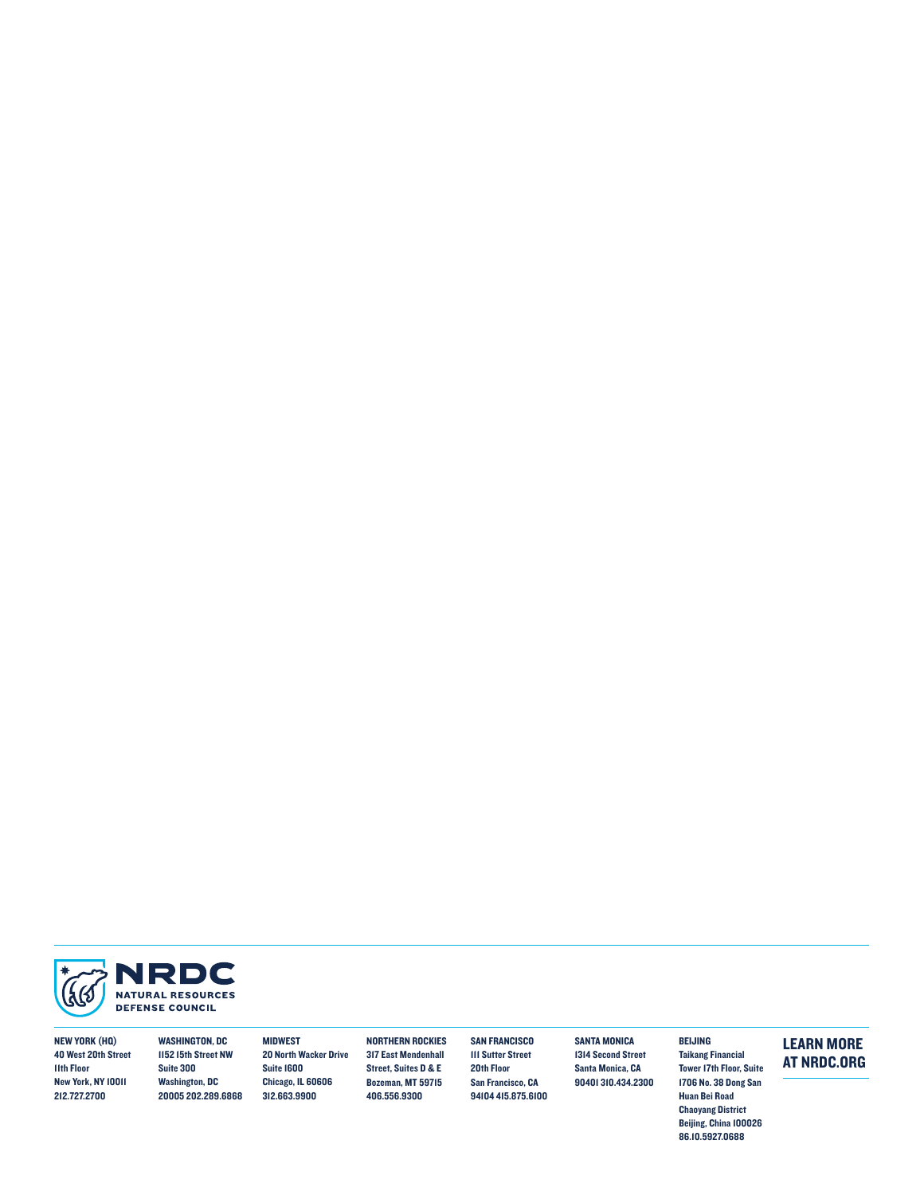**NRDC**
**NATURAL RESOURCES DEFENSE COUNCIL**

**NEW YORK (HQ)**
40 West 20th Street
11th Floor
New York, NY 10011
212.727.2700

**WASHINGTON, DC**
1152 15th Street NW
Suite 300
Washington, DC
20005 202.289.6868

**MIDWEST**
20 North Wacker Drive
Suite 1600
Chicago, IL 60606
312.663.9900

**NORTHERN ROCKIES**
317 East Mendenhall
Street, Suites D & E
Bozeman, MT 59715
406.556.9300

**SAN FRANCISCO**
111 Sutter Street
20th Floor
San Francisco, CA
94104 415.875.6100

**SANTA MONICA**
1314 Second Street
Santa Monica, CA
90401 310.434.2300

**BEIJING**
Taikang Financial
Tower 17th Floor, Suite
1706 No. 38 Dong San
Huan Bei Road
Chaoyang District
Beijing, China 100026
86.10.5927.0688

**LEARN MORE AT NRDC.ORG**